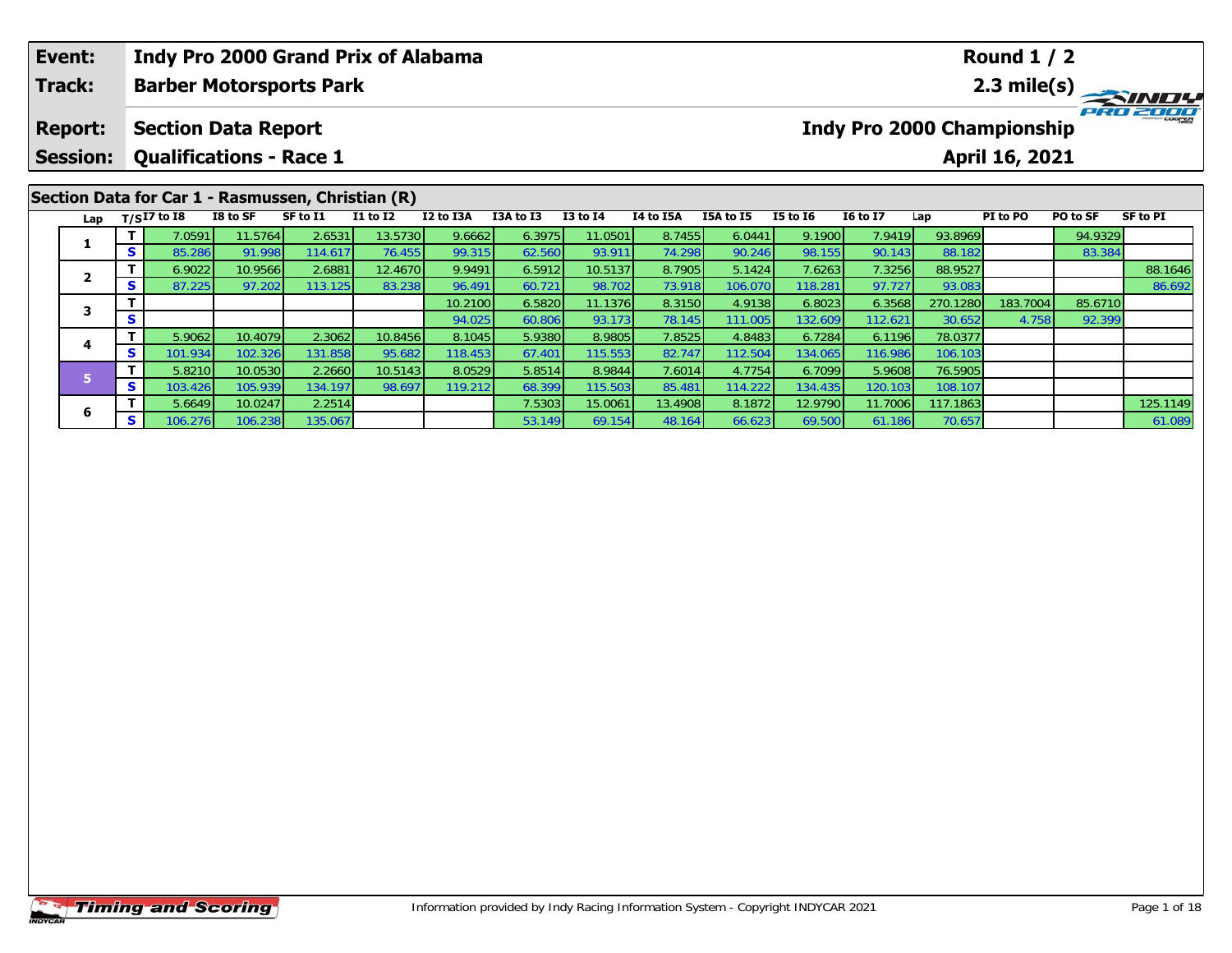| Event: | Indy Pro 2000 Grand Prix of Alabama | Round 1 / 2 |
|---|---|---|
| Track: | Barber Motorsports Park | 2.3 mile(s) |
| Report: | Section Data Report | Indy Pro 2000 Championship |
| Session: | Qualifications - Race 1 | April 16, 2021 |

## Section Data for Car 1 - Rasmussen, Christian (R)

| Lap | T/S | I7 to I8 | I8 to SF | SF to I1 | I1 to I2 | I2 to I3A | I3A to I3 | I3 to I4 | I4 to I5A | I5A to I5 | I5 to I6 | I6 to I7 | Lap | PI to PO | PO to SF | SF to PI |
|---|---|---|---|---|---|---|---|---|---|---|---|---|---|---|---|---|
| 1 | T | 7.0591 | 11.5764 | 2.6531 | 13.5730 | 9.6662 | 6.3975 | 11.0501 | 8.7455 | 6.0441 | 9.1900 | 7.9419 | 93.8969 | | 94.9329 | |
| | S | 85.286 | 91.998 | 114.617 | 76.455 | 99.315 | 62.560 | 93.911 | 74.298 | 90.246 | 98.155 | 90.143 | 88.182 | | 83.384 | |
| 2 | T | 6.9022 | 10.9566 | 2.6881 | 12.4670 | 9.9491 | 6.5912 | 10.5137 | 8.7905 | 5.1424 | 7.6263 | 7.3256 | 88.9527 | | | 88.1646 |
| | S | 87.225 | 97.202 | 113.125 | 83.238 | 96.491 | 60.721 | 98.702 | 73.918 | 106.070 | 118.281 | 97.727 | 93.083 | | | 86.692 |
| 3 | T | | | | | 10.2100 | 6.5820 | 11.1376 | 8.3150 | 4.9138 | 6.8023 | 6.3568 | 270.1280 | 183.7004 | 85.6710 | |
| | S | | | | | 94.025 | 60.806 | 93.173 | 78.145 | 111.005 | 132.609 | 112.621 | 30.652 | 4.758 | 92.399 | |
| 4 | T | 5.9062 | 10.4079 | 2.3062 | 10.8456 | 8.1045 | 5.9380 | 8.9805 | 7.8525 | 4.8483 | 6.7284 | 6.1196 | 78.0377 | | | |
| | S | 101.934 | 102.326 | 131.858 | 95.682 | 118.453 | 67.401 | 115.553 | 82.747 | 112.504 | 134.065 | 116.986 | 106.103 | | | |
| 5 | T | 5.8210 | 10.0530 | 2.2660 | 10.5143 | 8.0529 | 5.8514 | 8.9844 | 7.6014 | 4.7754 | 6.7099 | 5.9608 | 76.5905 | | | |
| | S | 103.426 | 105.939 | 134.197 | 98.697 | 119.212 | 68.399 | 115.503 | 85.481 | 114.222 | 134.435 | 120.103 | 108.107 | | | |
| 6 | T | 5.6649 | 10.0247 | 2.2514 | | | 7.5303 | 15.0061 | 13.4908 | 8.1872 | 12.9790 | 11.7006 | 117.1863 | | | 125.1149 |
| | S | 106.276 | 106.238 | 135.067 | | | 53.149 | 69.154 | 48.164 | 66.623 | 69.500 | 61.186 | 70.657 | | | 61.089 |

Information provided by Indy Racing Information System - Copyright INDYCAR 2021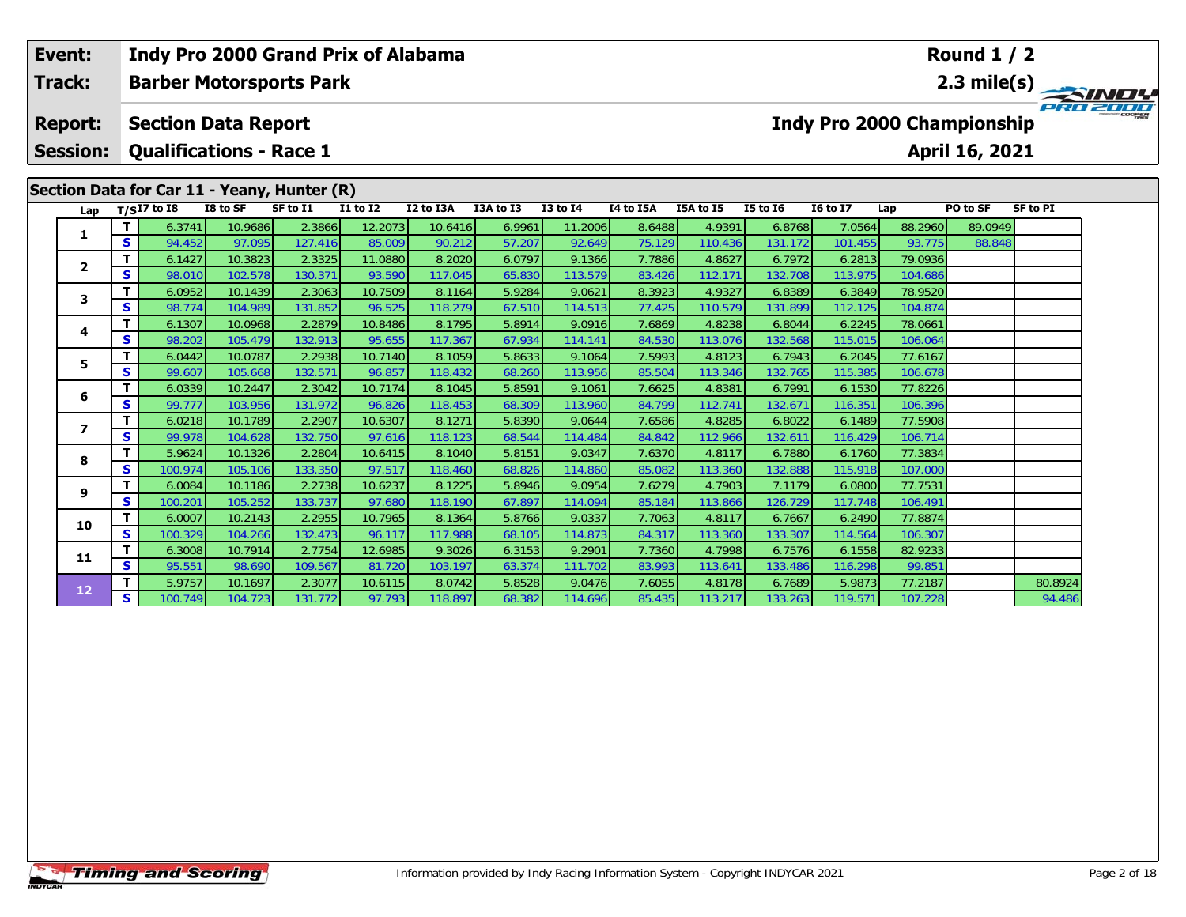| Event: | Indy Pro 2000 Grand Prix of Alabama | Round 1 / 2 |
|---|---|---|
| Track: | Barber Motorsports Park | 2.3 mile(s) |
| Report: | Section Data Report | Indy Pro 2000 Championship |
| Session: | Qualifications - Race 1 | April 16, 2021 |

## Section Data for Car 11 - Yeany, Hunter (R)

| Lap | T/S | I7 to I8 | I8 to SF | SF to I1 | I1 to I2 | I2 to I3A | I3A to I3 | I3 to I4 | I4 to I5A | I5A to I5 | I5 to I6 | I6 to I7 | Lap | PO to SF | SF to PI |
|---|---|---|---|---|---|---|---|---|---|---|---|---|---|---|---|
| 1 | T | 6.3741 | 10.9686 | 2.3866 | 12.2073 | 10.6416 | 6.9961 | 11.2006 | 8.6488 | 4.9391 | 6.8768 | 7.0564 | 88.2960 | 89.0949 | |
| | S | 94.452 | 97.095 | 127.416 | 85.009 | 90.212 | 57.207 | 92.649 | 75.129 | 110.436 | 131.172 | 101.455 | 93.775 | 88.848 | |
| 2 | T | 6.1427 | 10.3823 | 2.3325 | 11.0880 | 8.2020 | 6.0797 | 9.1366 | 7.7886 | 4.8627 | 6.7972 | 6.2813 | 79.0936 | | |
| | S | 98.010 | 102.578 | 130.371 | 93.590 | 117.045 | 65.830 | 113.579 | 83.426 | 112.171 | 132.708 | 113.975 | 104.686 | | |
| 3 | T | 6.0952 | 10.1439 | 2.3063 | 10.7509 | 8.1164 | 5.9284 | 9.0621 | 8.3923 | 4.9327 | 6.8389 | 6.3849 | 78.9520 | | |
| | S | 98.774 | 104.989 | 131.852 | 96.525 | 118.279 | 67.510 | 114.513 | 77.425 | 110.579 | 131.899 | 112.125 | 104.874 | | |
| 4 | T | 6.1307 | 10.0968 | 2.2879 | 10.8486 | 8.1795 | 5.8914 | 9.0916 | 7.6869 | 4.8238 | 6.8044 | 6.2245 | 78.0661 | | |
| | S | 98.202 | 105.479 | 132.913 | 95.655 | 117.367 | 67.934 | 114.141 | 84.530 | 113.076 | 132.568 | 115.015 | 106.064 | | |
| 5 | T | 6.0442 | 10.0787 | 2.2938 | 10.7140 | 8.1059 | 5.8633 | 9.1064 | 7.5993 | 4.8123 | 6.7943 | 6.2045 | 77.6167 | | |
| | S | 99.607 | 105.668 | 132.571 | 96.857 | 118.432 | 68.260 | 113.956 | 85.504 | 113.346 | 132.765 | 115.385 | 106.678 | | |
| 6 | T | 6.0339 | 10.2447 | 2.3042 | 10.7174 | 8.1045 | 5.8591 | 9.1061 | 7.6625 | 4.8381 | 6.7991 | 6.1530 | 77.8226 | | |
| | S | 99.777 | 103.956 | 131.972 | 96.826 | 118.453 | 68.309 | 113.960 | 84.799 | 112.741 | 132.671 | 116.351 | 106.396 | | |
| 7 | T | 6.0218 | 10.1789 | 2.2907 | 10.6307 | 8.1271 | 5.8390 | 9.0644 | 7.6586 | 4.8285 | 6.8022 | 6.1489 | 77.5908 | | |
| | S | 99.978 | 104.628 | 132.750 | 97.616 | 118.123 | 68.544 | 114.484 | 84.842 | 112.966 | 132.611 | 116.429 | 106.714 | | |
| 8 | T | 5.9624 | 10.1326 | 2.2804 | 10.6415 | 8.1040 | 5.8151 | 9.0347 | 7.6370 | 4.8117 | 6.7880 | 6.1760 | 77.3834 | | |
| | S | 100.974 | 105.106 | 133.350 | 97.517 | 118.460 | 68.826 | 114.860 | 85.082 | 113.360 | 132.888 | 115.918 | 107.000 | | |
| 9 | T | 6.0084 | 10.1186 | 2.2738 | 10.6237 | 8.1225 | 5.8946 | 9.0954 | 7.6279 | 4.7903 | 7.1179 | 6.0800 | 77.7531 | | |
| | S | 100.201 | 105.252 | 133.737 | 97.680 | 118.190 | 67.897 | 114.094 | 85.184 | 113.866 | 126.729 | 117.748 | 106.491 | | |
| 10 | T | 6.0007 | 10.2143 | 2.2955 | 10.7965 | 8.1364 | 5.8766 | 9.0337 | 7.7063 | 4.8117 | 6.7667 | 6.2490 | 77.8874 | | |
| | S | 100.329 | 104.266 | 132.473 | 96.117 | 117.988 | 68.105 | 114.873 | 84.317 | 113.360 | 133.307 | 114.564 | 106.307 | | |
| 11 | T | 6.3008 | 10.7914 | 2.7754 | 12.6985 | 9.3026 | 6.3153 | 9.2901 | 7.7360 | 4.7998 | 6.7576 | 6.1558 | 82.9233 | | |
| | S | 95.551 | 98.690 | 109.567 | 81.720 | 103.197 | 63.374 | 111.702 | 83.993 | 113.641 | 133.486 | 116.298 | 99.851 | | |
| 12 | T | 5.9757 | 10.1697 | 2.3077 | 10.6115 | 8.0742 | 5.8528 | 9.0476 | 7.6055 | 4.8178 | 6.7689 | 5.9873 | 77.2187 | | 80.8924 |
| | S | 100.749 | 104.723 | 131.772 | 97.793 | 118.897 | 68.382 | 114.696 | 85.435 | 113.217 | 133.263 | 119.571 | 107.228 | | 94.486 |

Information provided by Indy Racing Information System - Copyright INDYCAR 2021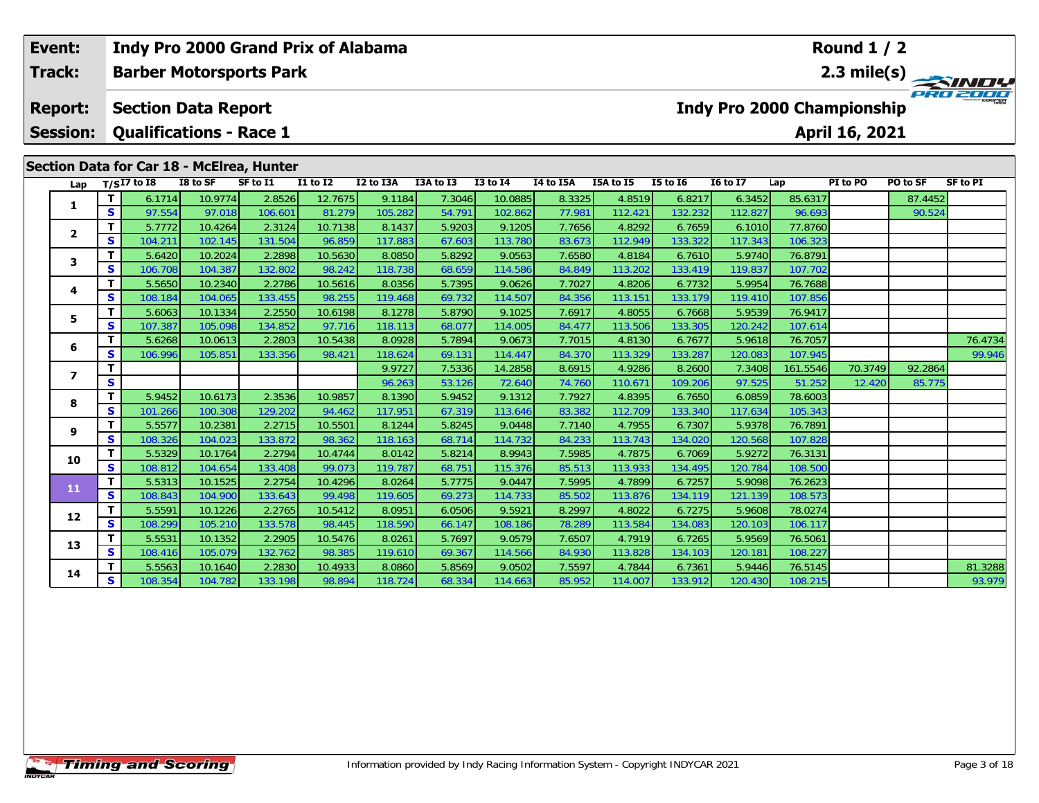| Event: | Indy Pro 2000 Grand Prix of Alabama | Round 1 / 2 |
|---|---|---|
| Track: | Barber Motorsports Park | 2.3 mile(s) |
| Report: | Section Data Report | Indy Pro 2000 Championship |
| Session: | Qualifications - Race 1 | April 16, 2021 |

## Section Data for Car 18 - McElrea, Hunter

| Lap | T/S | I7 to I8 | I8 to SF | SF to I1 | I1 to I2 | I2 to I3A | I3A to I3 | I3 to I4 | I4 to I5A | I5A to I5 | I5 to I6 | I6 to I7 | Lap | PI to PO | PO to SF | SF to PI |
|---|---|---|---|---|---|---|---|---|---|---|---|---|---|---|---|---|
| 1 | T | 6.1714 | 10.9774 | 2.8526 | 12.7675 | 9.1184 | 7.3046 | 10.0885 | 8.3325 | 4.8519 | 6.8217 | 6.3452 | 85.6317 | | 87.4452 | |
| | S | 97.554 | 97.018 | 106.601 | 81.279 | 105.282 | 54.791 | 102.862 | 77.981 | 112.421 | 132.232 | 112.827 | 96.693 | | 90.524 | |
| 2 | T | 5.7772 | 10.4264 | 2.3124 | 10.7138 | 8.1437 | 5.9203 | 9.1205 | 7.7656 | 4.8292 | 6.7659 | 6.1010 | 77.8760 | | | |
| | S | 104.211 | 102.145 | 131.504 | 96.859 | 117.883 | 67.603 | 113.780 | 83.673 | 112.949 | 133.322 | 117.343 | 106.323 | | | |
| 3 | T | 5.6420 | 10.2024 | 2.2898 | 10.5630 | 8.0850 | 5.8292 | 9.0563 | 7.6580 | 4.8184 | 6.7610 | 5.9740 | 76.8791 | | | |
| | S | 106.708 | 104.387 | 132.802 | 98.242 | 118.738 | 68.659 | 114.586 | 84.849 | 113.202 | 133.419 | 119.837 | 107.702 | | | |
| 4 | T | 5.5650 | 10.2340 | 2.2786 | 10.5616 | 8.0356 | 5.7395 | 9.0626 | 7.7027 | 4.8206 | 6.7732 | 5.9954 | 76.7688 | | | |
| | S | 108.184 | 104.065 | 133.455 | 98.255 | 119.468 | 69.732 | 114.507 | 84.356 | 113.151 | 133.179 | 119.410 | 107.856 | | | |
| 5 | T | 5.6063 | 10.1334 | 2.2550 | 10.6198 | 8.1278 | 5.8790 | 9.1025 | 7.6917 | 4.8055 | 6.7668 | 5.9539 | 76.9417 | | | |
| | S | 107.387 | 105.098 | 134.852 | 97.716 | 118.113 | 68.077 | 114.005 | 84.477 | 113.506 | 133.305 | 120.242 | 107.614 | | | |
| 6 | T | 5.6268 | 10.0613 | 2.2803 | 10.5438 | 8.0928 | 5.7894 | 9.0673 | 7.7015 | 4.8130 | 6.7677 | 5.9618 | 76.7057 | | | 76.4734 |
| | S | 106.996 | 105.851 | 133.356 | 98.421 | 118.624 | 69.131 | 114.447 | 84.370 | 113.329 | 133.287 | 120.083 | 107.945 | | | 99.946 |
| 7 | T | | | | | 9.9727 | 7.5336 | 14.2858 | 8.6915 | 4.9286 | 8.2600 | 7.3408 | 161.5546 | 70.3749 | 92.2864 | |
| | S | | | | | 96.263 | 53.126 | 72.640 | 74.760 | 110.671 | 109.206 | 97.525 | 51.252 | 12.420 | 85.775 | |
| 8 | T | 5.9452 | 10.6173 | 2.3536 | 10.9857 | 8.1390 | 5.9452 | 9.1312 | 7.7927 | 4.8395 | 6.7650 | 6.0859 | 78.6003 | | | |
| | S | 101.266 | 100.308 | 129.202 | 94.462 | 117.951 | 67.319 | 113.646 | 83.382 | 112.709 | 133.340 | 117.634 | 105.343 | | | |
| 9 | T | 5.5577 | 10.2381 | 2.2715 | 10.5501 | 8.1244 | 5.8245 | 9.0448 | 7.7140 | 4.7955 | 6.7307 | 5.9378 | 76.7891 | | | |
| | S | 108.326 | 104.023 | 133.872 | 98.362 | 118.163 | 68.714 | 114.732 | 84.233 | 113.743 | 134.020 | 120.568 | 107.828 | | | |
| 10 | T | 5.5329 | 10.1764 | 2.2794 | 10.4744 | 8.0142 | 5.8214 | 8.9943 | 7.5985 | 4.7875 | 6.7069 | 5.9272 | 76.3131 | | | |
| | S | 108.812 | 104.654 | 133.408 | 99.073 | 119.787 | 68.751 | 115.376 | 85.513 | 113.933 | 134.495 | 120.784 | 108.500 | | | |
| 11 | T | 5.5313 | 10.1525 | 2.2754 | 10.4296 | 8.0264 | 5.7775 | 9.0447 | 7.5995 | 4.7899 | 6.7257 | 5.9098 | 76.2623 | | | |
| | S | 108.843 | 104.900 | 133.643 | 99.498 | 119.605 | 69.273 | 114.733 | 85.502 | 113.876 | 134.119 | 121.139 | 108.573 | | | |
| 12 | T | 5.5591 | 10.1226 | 2.2765 | 10.5412 | 8.0951 | 6.0506 | 9.5921 | 8.2997 | 4.8022 | 6.7275 | 5.9608 | 78.0274 | | | |
| | S | 108.299 | 105.210 | 133.578 | 98.445 | 118.590 | 66.147 | 108.186 | 78.289 | 113.584 | 134.083 | 120.103 | 106.117 | | | |
| 13 | T | 5.5531 | 10.1352 | 2.2905 | 10.5476 | 8.0261 | 5.7697 | 9.0579 | 7.6507 | 4.7919 | 6.7265 | 5.9569 | 76.5061 | | | |
| | S | 108.416 | 105.079 | 132.762 | 98.385 | 119.610 | 69.367 | 114.566 | 84.930 | 113.828 | 134.103 | 120.181 | 108.227 | | | |
| 14 | T | 5.5563 | 10.1640 | 2.2830 | 10.4933 | 8.0860 | 5.8569 | 9.0502 | 7.5597 | 4.7844 | 6.7361 | 5.9446 | 76.5145 | | | 81.3288 |
| | S | 108.354 | 104.782 | 133.198 | 98.894 | 118.724 | 68.334 | 114.663 | 85.952 | 114.007 | 133.912 | 120.430 | 108.215 | | | 93.979 |

Information provided by Indy Racing Information System - Copyright INDYCAR 2021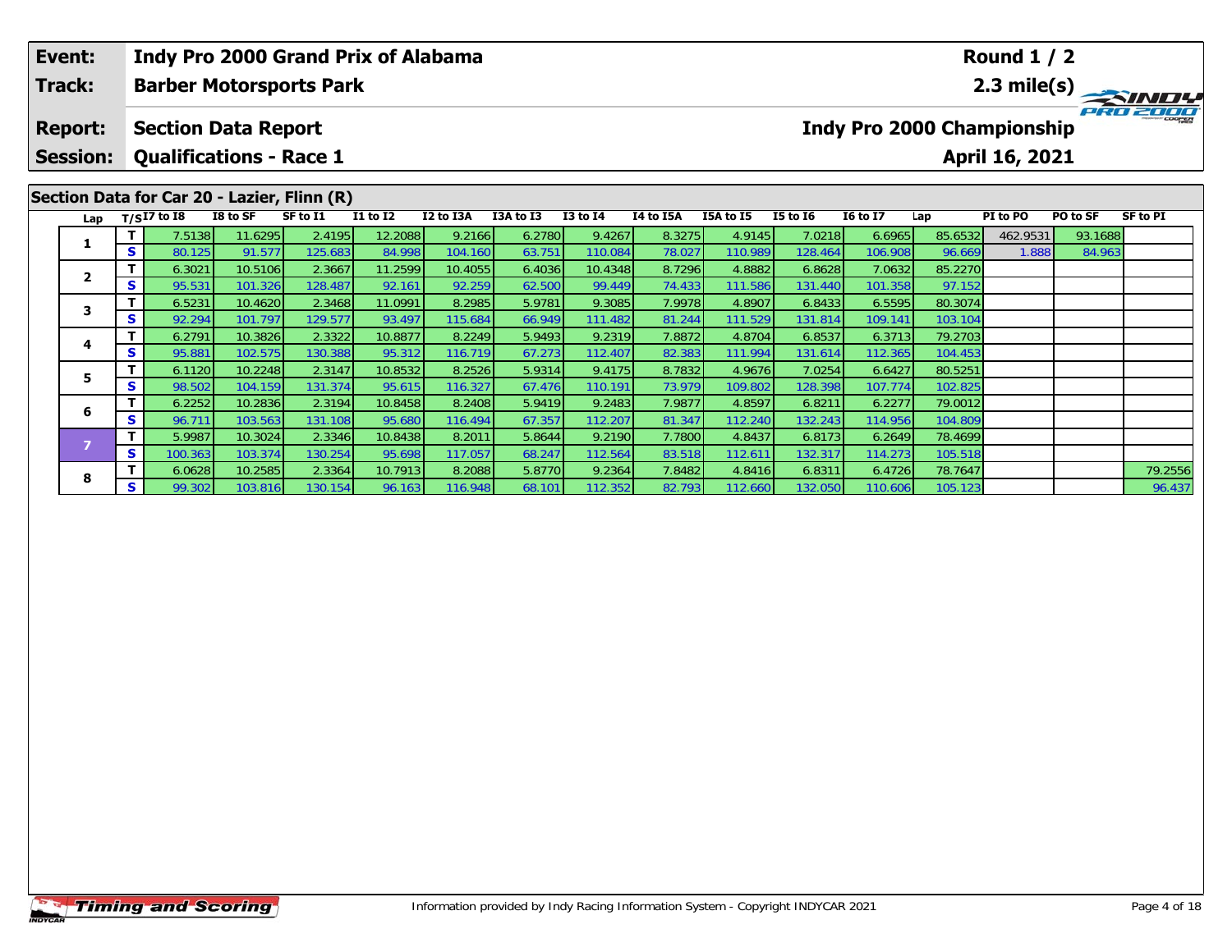| **Event:** | **Indy Pro 2000 Grand Prix of Alabama** | **Round 1 / 2** |
|---|---|---|
| **Track:** | **Barber Motorsports Park** | **2.3 mile(s)** |
| **Report:** | **Section Data Report** | **Indy Pro 2000 Championship** |
| **Session:** | **Qualifications - Race 1** | **April 16, 2021** |

## Section Data for Car 20 - Lazier, Flinn (R)

| Lap | T/S | I7 to I8 | I8 to SF | SF to I1 | I1 to I2 | I2 to I3A | I3A to I3 | I3 to I4 | I4 to I5A | I5A to I5 | I5 to I6 | I6 to I7 | Lap | PI to PO | PO to SF | SF to PI |
|---|---|---|---|---|---|---|---|---|---|---|---|---|---|---|---|---|
| 1 | T | 7.5138 | 11.6295 | 2.4195 | 12.2088 | 9.2166 | 6.2780 | 9.4267 | 8.3275 | 4.9145 | 7.0218 | 6.6965 | 85.6532 | 462.9531 | 93.1688 | |
| | S | 80.125 | 91.577 | 125.683 | 84.998 | 104.160 | 63.751 | 110.084 | 78.027 | 110.989 | 128.464 | 106.908 | 96.669 | 1.888 | 84.963 | |
| 2 | T | 6.3021 | 10.5106 | 2.3667 | 11.2599 | 10.4055 | 6.4036 | 10.4348 | 8.7296 | 4.8882 | 6.8628 | 7.0632 | 85.2270 | | | |
| | S | 95.531 | 101.326 | 128.487 | 92.161 | 92.259 | 62.500 | 99.449 | 74.433 | 111.586 | 131.440 | 101.358 | 97.152 | | | |
| 3 | T | 6.5231 | 10.4620 | 2.3468 | 11.0991 | 8.2985 | 5.9781 | 9.3085 | 7.9978 | 4.8907 | 6.8433 | 6.5595 | 80.3074 | | | |
| | S | 92.294 | 101.797 | 129.577 | 93.497 | 115.684 | 66.949 | 111.482 | 81.244 | 111.529 | 131.814 | 109.141 | 103.104 | | | |
| 4 | T | 6.2791 | 10.3826 | 2.3322 | 10.8877 | 8.2249 | 5.9493 | 9.2319 | 7.8872 | 4.8704 | 6.8537 | 6.3713 | 79.2703 | | | |
| | S | 95.881 | 102.575 | 130.388 | 95.312 | 116.719 | 67.273 | 112.407 | 82.383 | 111.994 | 131.614 | 112.365 | 104.453 | | | |
| 5 | T | 6.1120 | 10.2248 | 2.3147 | 10.8532 | 8.2526 | 5.9314 | 9.4175 | 8.7832 | 4.9676 | 7.0254 | 6.6427 | 80.5251 | | | |
| | S | 98.502 | 104.159 | 131.374 | 95.615 | 116.327 | 67.476 | 110.191 | 73.979 | 109.802 | 128.398 | 107.774 | 102.825 | | | |
| 6 | T | 6.2252 | 10.2836 | 2.3194 | 10.8458 | 8.2408 | 5.9419 | 9.2483 | 7.9877 | 4.8597 | 6.8211 | 6.2277 | 79.0012 | | | |
| | S | 96.711 | 103.563 | 131.108 | 95.680 | 116.494 | 67.357 | 112.207 | 81.347 | 112.240 | 132.243 | 114.956 | 104.809 | | | |
| 7 | T | 5.9987 | 10.3024 | 2.3346 | 10.8438 | 8.2011 | 5.8644 | 9.2190 | 7.7800 | 4.8437 | 6.8173 | 6.2649 | 78.4699 | | | |
| | S | 100.363 | 103.374 | 130.254 | 95.698 | 117.057 | 68.247 | 112.564 | 83.518 | 112.611 | 132.317 | 114.273 | 105.518 | | | |
| 8 | T | 6.0628 | 10.2585 | 2.3364 | 10.7913 | 8.2088 | 5.8770 | 9.2364 | 7.8482 | 4.8416 | 6.8311 | 6.4726 | 78.7647 | | | 79.2556 |
| | S | 99.302 | 103.816 | 130.154 | 96.163 | 116.948 | 68.101 | 112.352 | 82.793 | 112.660 | 132.050 | 110.606 | 105.123 | | | 96.437 |

Information provided by Indy Racing Information System - Copyright INDYCAR 2021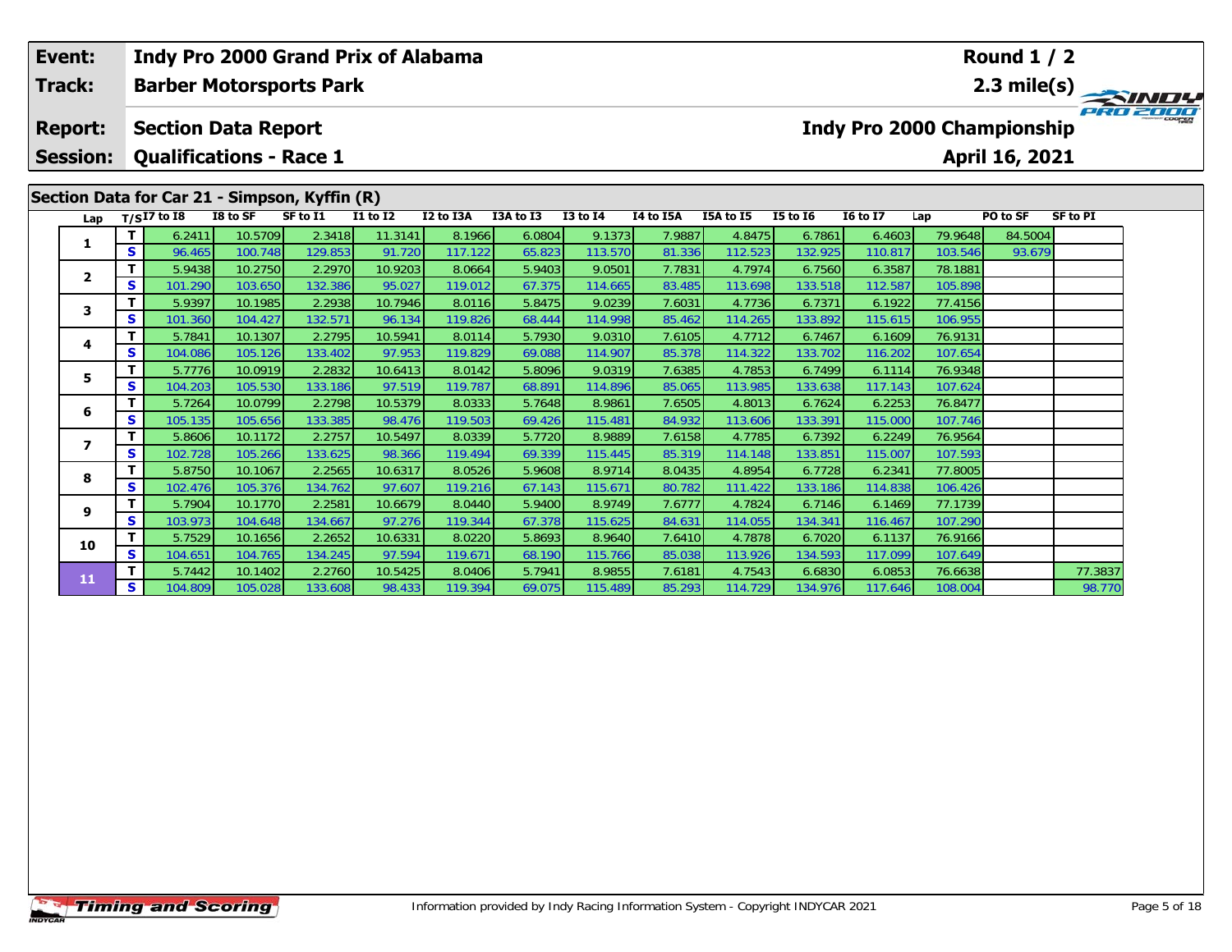| Event: | Indy Pro 2000 Grand Prix of Alabama | Round 1 / 2 |
|---|---|---|
| Track: | Barber Motorsports Park | 2.3 mile(s) |
| Report: | Section Data Report | Indy Pro 2000 Championship |
| Session: | Qualifications - Race 1 | April 16, 2021 |

## Section Data for Car 21 - Simpson, Kyffin (R)

| Lap | T/S | I7 to I8 | I8 to SF | SF to I1 | I1 to I2 | I2 to I3A | I3A to I3 | I3 to I4 | I4 to I5A | I5A to I5 | I5 to I6 | I6 to I7 | Lap | PO to SF | SF to PI |
|---|---|---|---|---|---|---|---|---|---|---|---|---|---|---|---|
| 1 | T | 6.2411 | 10.5709 | 2.3418 | 11.3141 | 8.1966 | 6.0804 | 9.1373 | 7.9887 | 4.8475 | 6.7861 | 6.4603 | 79.9648 | 84.5004 | |
| | S | 96.465 | 100.748 | 129.853 | 91.720 | 117.122 | 65.823 | 113.570 | 81.336 | 112.523 | 132.925 | 110.817 | 103.546 | 93.679 | |
| 2 | T | 5.9438 | 10.2750 | 2.2970 | 10.9203 | 8.0664 | 5.9403 | 9.0501 | 7.7831 | 4.7974 | 6.7560 | 6.3587 | 78.1881 | | |
| | S | 101.290 | 103.650 | 132.386 | 95.027 | 119.012 | 67.375 | 114.665 | 83.485 | 113.698 | 133.518 | 112.587 | 105.898 | | |
| 3 | T | 5.9397 | 10.1985 | 2.2938 | 10.7946 | 8.0116 | 5.8475 | 9.0239 | 7.6031 | 4.7736 | 6.7371 | 6.1922 | 77.4156 | | |
| | S | 101.360 | 104.427 | 132.571 | 96.134 | 119.826 | 68.444 | 114.998 | 85.462 | 114.265 | 133.892 | 115.615 | 106.955 | | |
| 4 | T | 5.7841 | 10.1307 | 2.2795 | 10.5941 | 8.0114 | 5.7930 | 9.0310 | 7.6105 | 4.7712 | 6.7467 | 6.1609 | 76.9131 | | |
| | S | 104.086 | 105.126 | 133.402 | 97.953 | 119.829 | 69.088 | 114.907 | 85.378 | 114.322 | 133.702 | 116.202 | 107.654 | | |
| 5 | T | 5.7776 | 10.0919 | 2.2832 | 10.6413 | 8.0142 | 5.8096 | 9.0319 | 7.6385 | 4.7853 | 6.7499 | 6.1114 | 76.9348 | | |
| | S | 104.203 | 105.530 | 133.186 | 97.519 | 119.787 | 68.891 | 114.896 | 85.065 | 113.985 | 133.638 | 117.143 | 107.624 | | |
| 6 | T | 5.7264 | 10.0799 | 2.2798 | 10.5379 | 8.0333 | 5.7648 | 8.9861 | 7.6505 | 4.8013 | 6.7624 | 6.2253 | 76.8477 | | |
| | S | 105.135 | 105.656 | 133.385 | 98.476 | 119.503 | 69.426 | 115.481 | 84.932 | 113.606 | 133.391 | 115.000 | 107.746 | | |
| 7 | T | 5.8606 | 10.1172 | 2.2757 | 10.5497 | 8.0339 | 5.7720 | 8.9889 | 7.6158 | 4.7785 | 6.7392 | 6.2249 | 76.9564 | | |
| | S | 102.728 | 105.266 | 133.625 | 98.366 | 119.494 | 69.339 | 115.445 | 85.319 | 114.148 | 133.851 | 115.007 | 107.593 | | |
| 8 | T | 5.8750 | 10.1067 | 2.2565 | 10.6317 | 8.0526 | 5.9608 | 8.9714 | 8.0435 | 4.8954 | 6.7728 | 6.2341 | 77.8005 | | |
| | S | 102.476 | 105.376 | 134.762 | 97.607 | 119.216 | 67.143 | 115.671 | 80.782 | 111.422 | 133.186 | 114.838 | 106.426 | | |
| 9 | T | 5.7904 | 10.1770 | 2.2581 | 10.6679 | 8.0440 | 5.9400 | 8.9749 | 7.6777 | 4.7824 | 6.7146 | 6.1469 | 77.1739 | | |
| | S | 103.973 | 104.648 | 134.667 | 97.276 | 119.344 | 67.378 | 115.625 | 84.631 | 114.055 | 134.341 | 116.467 | 107.290 | | |
| 10 | T | 5.7529 | 10.1656 | 2.2652 | 10.6331 | 8.0220 | 5.8693 | 8.9640 | 7.6410 | 4.7878 | 6.7020 | 6.1137 | 76.9166 | | |
| | S | 104.651 | 104.765 | 134.245 | 97.594 | 119.671 | 68.190 | 115.766 | 85.038 | 113.926 | 134.593 | 117.099 | 107.649 | | |
| 11 | T | 5.7442 | 10.1402 | 2.2760 | 10.5425 | 8.0406 | 5.7941 | 8.9855 | 7.6181 | 4.7543 | 6.6830 | 6.0853 | 76.6638 | | 77.3837 |
| | S | 104.809 | 105.028 | 133.608 | 98.433 | 119.394 | 69.075 | 115.489 | 85.293 | 114.729 | 134.976 | 117.646 | 108.004 | | 98.770 |

Information provided by Indy Racing Information System - Copyright INDYCAR 2021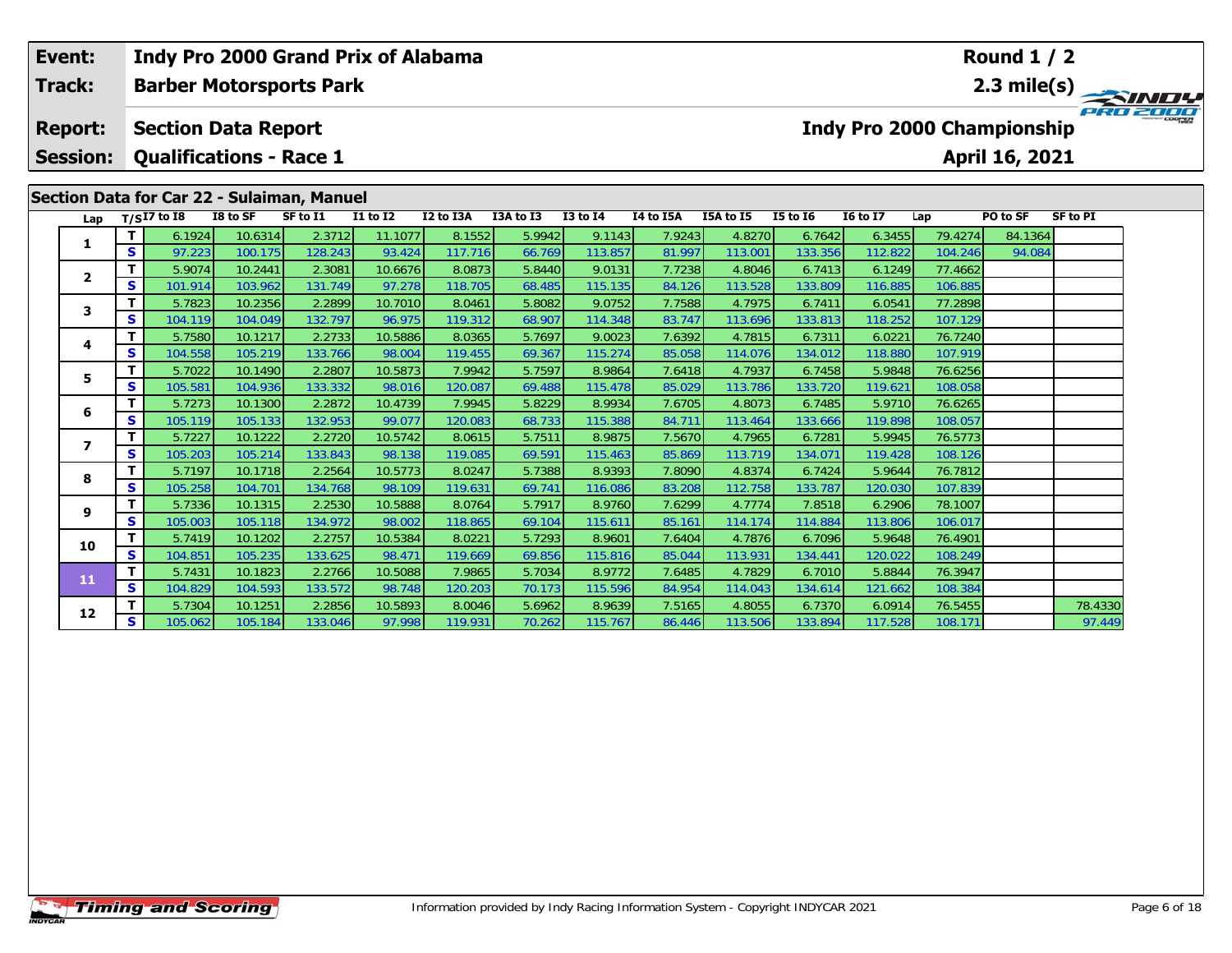**Event:** Indy Pro 2000 Grand Prix of Alabama
**Track:** Barber Motorsports Park
**Report:** Section Data Report
**Session:** Qualifications - Race 1

**Round 1 / 2**
**2.3 mile(s)**
**Indy Pro 2000 Championship**
**April 16, 2021**

## Section Data for Car 22 - Sulaiman, Manuel

| Lap | T/S | I7 to I8 | I8 to SF | SF to I1 | I1 to I2 | I2 to I3A | I3A to I3 | I3 to I4 | I4 to I5A | I5A to I5 | I5 to I6 | I6 to I7 | Lap | PO to SF | SF to PI |
|---|---|---|---|---|---|---|---|---|---|---|---|---|---|---|---|
| 1 | T | 6.1924 | 10.6314 | 2.3712 | 11.1077 | 8.1552 | 5.9942 | 9.1143 | 7.9243 | 4.8270 | 6.7642 | 6.3455 | 79.4274 | 84.1364 | |
| | S | 97.223 | 100.175 | 128.243 | 93.424 | 117.716 | 66.769 | 113.857 | 81.997 | 113.001 | 133.356 | 112.822 | 104.246 | 94.084 | |
| 2 | T | 5.9074 | 10.2441 | 2.3081 | 10.6676 | 8.0873 | 5.8440 | 9.0131 | 7.7238 | 4.8046 | 6.7413 | 6.1249 | 77.4662 | | |
| | S | 101.914 | 103.962 | 131.749 | 97.278 | 118.705 | 68.485 | 115.135 | 84.126 | 113.528 | 133.809 | 116.885 | 106.885 | | |
| 3 | T | 5.7823 | 10.2356 | 2.2899 | 10.7010 | 8.0461 | 5.8082 | 9.0752 | 7.7588 | 4.7975 | 6.7411 | 6.0541 | 77.2898 | | |
| | S | 104.119 | 104.049 | 132.797 | 96.975 | 119.312 | 68.907 | 114.348 | 83.747 | 113.696 | 133.813 | 118.252 | 107.129 | | |
| 4 | T | 5.7580 | 10.1217 | 2.2733 | 10.5886 | 8.0365 | 5.7697 | 9.0023 | 7.6392 | 4.7815 | 6.7311 | 6.0221 | 76.7240 | | |
| | S | 104.558 | 105.219 | 133.766 | 98.004 | 119.455 | 69.367 | 115.274 | 85.058 | 114.076 | 134.012 | 118.880 | 107.919 | | |
| 5 | T | 5.7022 | 10.1490 | 2.2807 | 10.5873 | 7.9942 | 5.7597 | 8.9864 | 7.6418 | 4.7937 | 6.7458 | 5.9848 | 76.6256 | | |
| | S | 105.581 | 104.936 | 133.332 | 98.016 | 120.087 | 69.488 | 115.478 | 85.029 | 113.786 | 133.720 | 119.621 | 108.058 | | |
| 6 | T | 5.7273 | 10.1300 | 2.2872 | 10.4739 | 7.9945 | 5.8229 | 8.9934 | 7.6705 | 4.8073 | 6.7485 | 5.9710 | 76.6265 | | |
| | S | 105.119 | 105.133 | 132.953 | 99.077 | 120.083 | 68.733 | 115.388 | 84.711 | 113.464 | 133.666 | 119.898 | 108.057 | | |
| 7 | T | 5.7227 | 10.1222 | 2.2720 | 10.5742 | 8.0615 | 5.7511 | 8.9875 | 7.5670 | 4.7965 | 6.7281 | 5.9945 | 76.5773 | | |
| | S | 105.203 | 105.214 | 133.843 | 98.138 | 119.085 | 69.591 | 115.463 | 85.869 | 113.719 | 134.071 | 119.428 | 108.126 | | |
| 8 | T | 5.7197 | 10.1718 | 2.2564 | 10.5773 | 8.0247 | 5.7388 | 8.9393 | 7.8090 | 4.8374 | 6.7424 | 5.9644 | 76.7812 | | |
| | S | 105.258 | 104.701 | 134.768 | 98.109 | 119.631 | 69.741 | 116.086 | 83.208 | 112.758 | 133.787 | 120.030 | 107.839 | | |
| 9 | T | 5.7336 | 10.1315 | 2.2530 | 10.5888 | 8.0764 | 5.7917 | 8.9760 | 7.6299 | 4.7774 | 7.8518 | 6.2906 | 78.1007 | | |
| | S | 105.003 | 105.118 | 134.972 | 98.002 | 118.865 | 69.104 | 115.611 | 85.161 | 114.174 | 114.884 | 113.806 | 106.017 | | |
| 10 | T | 5.7419 | 10.1202 | 2.2757 | 10.5384 | 8.0221 | 5.7293 | 8.9601 | 7.6404 | 4.7876 | 6.7096 | 5.9648 | 76.4901 | | |
| | S | 104.851 | 105.235 | 133.625 | 98.471 | 119.669 | 69.856 | 115.816 | 85.044 | 113.931 | 134.441 | 120.022 | 108.249 | | |
| 11 | T | 5.7431 | 10.1823 | 2.2766 | 10.5088 | 7.9865 | 5.7034 | 8.9772 | 7.6485 | 4.7829 | 6.7010 | 5.8844 | 76.3947 | | |
| | S | 104.829 | 104.593 | 133.572 | 98.748 | 120.203 | 70.173 | 115.596 | 84.954 | 114.043 | 134.614 | 121.662 | 108.384 | | |
| 12 | T | 5.7304 | 10.1251 | 2.2856 | 10.5893 | 8.0046 | 5.6962 | 8.9639 | 7.5165 | 4.8055 | 6.7370 | 6.0914 | 76.5455 | | 78.4330 |
| | S | 105.062 | 105.184 | 133.046 | 97.998 | 119.931 | 70.262 | 115.767 | 86.446 | 113.506 | 133.894 | 117.528 | 108.171 | | 97.449 |

Information provided by Indy Racing Information System - Copyright INDYCAR 2021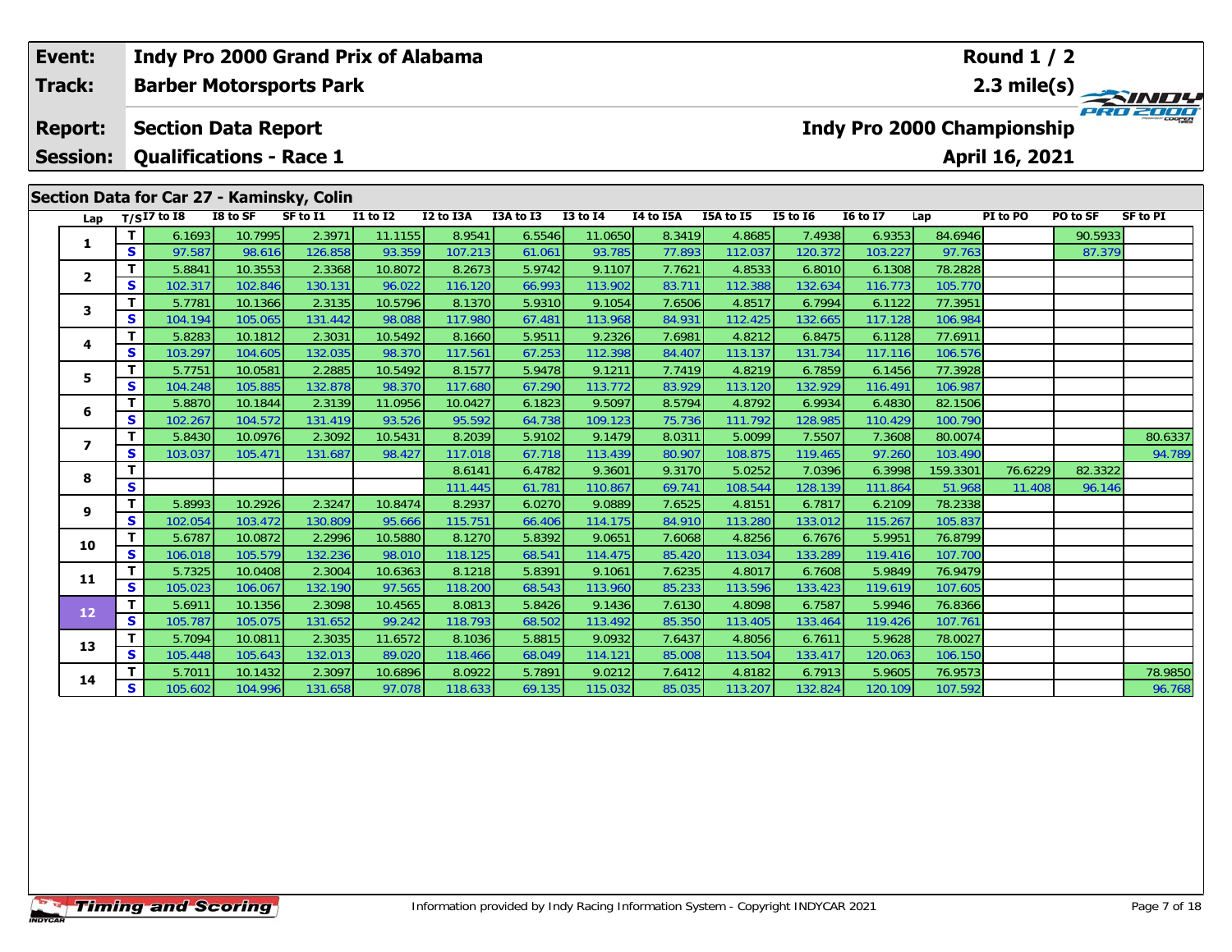| Event: | Indy Pro 2000 Grand Prix of Alabama | Round 1 / 2 |
|---|---|---|
| Track: | Barber Motorsports Park | 2.3 mile(s) |
| Report: | Section Data Report | Indy Pro 2000 Championship |
| Session: | Qualifications - Race 1 | April 16, 2021 |

## Section Data for Car 27 - Kaminsky, Colin

| Lap | T/S | I7 to I8 | I8 to SF | SF to I1 | I1 to I2 | I2 to I3A | I3A to I3 | I3 to I4 | I4 to I5A | I5A to I5 | I5 to I6 | I6 to I7 | Lap | PI to PO | PO to SF | SF to PI |
|---|---|---|---|---|---|---|---|---|---|---|---|---|---|---|---|---|
| 1 | T | 6.1693 | 10.7995 | 2.3971 | 11.1155 | 8.9541 | 6.5546 | 11.0650 | 8.3419 | 4.8685 | 7.4938 | 6.9353 | 84.6946 | | 90.5933 | |
| | S | 97.587 | 98.616 | 126.858 | 93.359 | 107.213 | 61.061 | 93.785 | 77.893 | 112.037 | 120.372 | 103.227 | 97.763 | | 87.379 | |
| 2 | T | 5.8841 | 10.3553 | 2.3368 | 10.8072 | 8.2673 | 5.9742 | 9.1107 | 7.7621 | 4.8533 | 6.8010 | 6.1308 | 78.2828 | | | |
| | S | 102.317 | 102.846 | 130.131 | 96.022 | 116.120 | 66.993 | 113.902 | 83.711 | 112.388 | 132.634 | 116.773 | 105.770 | | | |
| 3 | T | 5.7781 | 10.1366 | 2.3135 | 10.5796 | 8.1370 | 5.9310 | 9.1054 | 7.6506 | 4.8517 | 6.7994 | 6.1122 | 77.3951 | | | |
| | S | 104.194 | 105.065 | 131.442 | 98.088 | 117.980 | 67.481 | 113.968 | 84.931 | 112.425 | 132.665 | 117.128 | 106.984 | | | |
| 4 | T | 5.8283 | 10.1812 | 2.3031 | 10.5492 | 8.1660 | 5.9511 | 9.2326 | 7.6981 | 4.8212 | 6.8475 | 6.1128 | 77.6911 | | | |
| | S | 103.297 | 104.605 | 132.035 | 98.370 | 117.561 | 67.253 | 112.398 | 84.407 | 113.137 | 131.734 | 117.116 | 106.576 | | | |
| 5 | T | 5.7751 | 10.0581 | 2.2885 | 10.5492 | 8.1577 | 5.9478 | 9.1211 | 7.7419 | 4.8219 | 6.7859 | 6.1456 | 77.3928 | | | |
| | S | 104.248 | 105.885 | 132.878 | 98.370 | 117.680 | 67.290 | 113.772 | 83.929 | 113.120 | 132.929 | 116.491 | 106.987 | | | |
| 6 | T | 5.8870 | 10.1844 | 2.3139 | 11.0956 | 10.0427 | 6.1823 | 9.5097 | 8.5794 | 4.8792 | 6.9934 | 6.4830 | 82.1506 | | | |
| | S | 102.267 | 104.572 | 131.419 | 93.526 | 95.592 | 64.738 | 109.123 | 75.736 | 111.792 | 128.985 | 110.429 | 100.790 | | | |
| 7 | T | 5.8430 | 10.0976 | 2.3092 | 10.5431 | 8.2039 | 5.9102 | 9.1479 | 8.0311 | 5.0099 | 7.5507 | 7.3608 | 80.0074 | | | 80.6337 |
| | S | 103.037 | 105.471 | 131.687 | 98.427 | 117.018 | 67.718 | 113.439 | 80.907 | 108.875 | 119.465 | 97.260 | 103.490 | | | 94.789 |
| 8 | T | | | | | 8.6141 | 6.4782 | 9.3601 | 9.3170 | 5.0252 | 7.0396 | 6.3998 | 159.3301 | 76.6229 | 82.3322 | |
| | S | | | | | 111.445 | 61.781 | 110.867 | 69.741 | 108.544 | 128.139 | 111.864 | 51.968 | 11.408 | 96.146 | |
| 9 | T | 5.8993 | 10.2926 | 2.3247 | 10.8474 | 8.2937 | 6.0270 | 9.0889 | 7.6525 | 4.8151 | 6.7817 | 6.2109 | 78.2338 | | | |
| | S | 102.054 | 103.472 | 130.809 | 95.666 | 115.751 | 66.406 | 114.175 | 84.910 | 113.280 | 133.012 | 115.267 | 105.837 | | | |
| 10 | T | 5.6787 | 10.0872 | 2.2996 | 10.5880 | 8.1270 | 5.8392 | 9.0651 | 7.6068 | 4.8256 | 6.7676 | 5.9951 | 76.8799 | | | |
| | S | 106.018 | 105.579 | 132.236 | 98.010 | 118.125 | 68.541 | 114.475 | 85.420 | 113.034 | 133.289 | 119.416 | 107.700 | | | |
| 11 | T | 5.7325 | 10.0408 | 2.3004 | 10.6363 | 8.1218 | 5.8391 | 9.1061 | 7.6235 | 4.8017 | 6.7608 | 5.9849 | 76.9479 | | | |
| | S | 105.023 | 106.067 | 132.190 | 97.565 | 118.200 | 68.543 | 113.960 | 85.233 | 113.596 | 133.423 | 119.619 | 107.605 | | | |
| 12 | T | 5.6911 | 10.1356 | 2.3098 | 10.4565 | 8.0813 | 5.8426 | 9.1436 | 7.6130 | 4.8098 | 6.7587 | 5.9946 | 76.8366 | | | |
| | S | 105.787 | 105.075 | 131.652 | 99.242 | 118.793 | 68.502 | 113.492 | 85.350 | 113.405 | 133.464 | 119.426 | 107.761 | | | |
| 13 | T | 5.7094 | 10.0811 | 2.3035 | 11.6572 | 8.1036 | 5.8815 | 9.0932 | 7.6437 | 4.8056 | 6.7611 | 5.9628 | 78.0027 | | | |
| | S | 105.448 | 105.643 | 132.013 | 89.020 | 118.466 | 68.049 | 114.121 | 85.008 | 113.504 | 133.417 | 120.063 | 106.150 | | | |
| 14 | T | 5.7011 | 10.1432 | 2.3097 | 10.6896 | 8.0922 | 5.7891 | 9.0212 | 7.6412 | 4.8182 | 6.7913 | 5.9605 | 76.9573 | | | 78.9850 |
| | S | 105.602 | 104.996 | 131.658 | 97.078 | 118.633 | 69.135 | 115.032 | 85.035 | 113.207 | 132.824 | 120.109 | 107.592 | | | 96.768 |

Information provided by Indy Racing Information System - Copyright INDYCAR 2021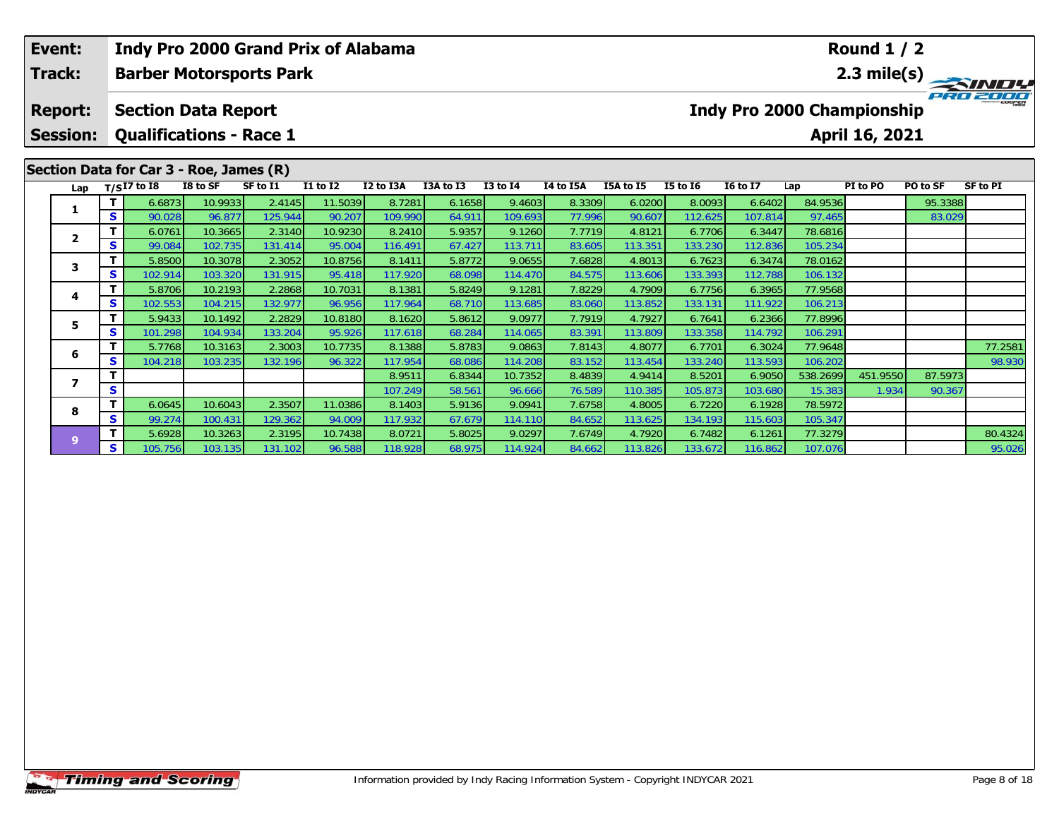| Event: | Indy Pro 2000 Grand Prix of Alabama | Round 1 / 2 |
|---|---|---|
| Track: | Barber Motorsports Park | 2.3 mile(s) |
| Report: | Section Data Report | Indy Pro 2000 Championship |
| Session: | Qualifications - Race 1 | April 16, 2021 |

## Section Data for Car 3 - Roe, James (R)

| Lap | T/S | I7 to I8 | I8 to SF | SF to I1 | I1 to I2 | I2 to I3A | I3A to I3 | I3 to I4 | I4 to I5A | I5A to I5 | I5 to I6 | I6 to I7 | Lap | PI to PO | PO to SF | SF to PI |
|---|---|---|---|---|---|---|---|---|---|---|---|---|---|---|---|---|
| 1 | T | 6.6873 | 10.9933 | 2.4145 | 11.5039 | 8.7281 | 6.1658 | 9.4603 | 8.3309 | 6.0200 | 8.0093 | 6.6402 | 84.9536 | | 95.3388 | |
| | S | 90.028 | 96.877 | 125.944 | 90.207 | 109.990 | 64.911 | 109.693 | 77.996 | 90.607 | 112.625 | 107.814 | 97.465 | | 83.029 | |
| 2 | T | 6.0761 | 10.3665 | 2.3140 | 10.9230 | 8.2410 | 5.9357 | 9.1260 | 7.7719 | 4.8121 | 6.7706 | 6.3447 | 78.6816 | | | |
| | S | 99.084 | 102.735 | 131.414 | 95.004 | 116.491 | 67.427 | 113.711 | 83.605 | 113.351 | 133.230 | 112.836 | 105.234 | | | |
| 3 | T | 5.8500 | 10.3078 | 2.3052 | 10.8756 | 8.1411 | 5.8772 | 9.0655 | 7.6828 | 4.8013 | 6.7623 | 6.3474 | 78.0162 | | | |
| | S | 102.914 | 103.320 | 131.915 | 95.418 | 117.920 | 68.098 | 114.470 | 84.575 | 113.606 | 133.393 | 112.788 | 106.132 | | | |
| 4 | T | 5.8706 | 10.2193 | 2.2868 | 10.7031 | 8.1381 | 5.8249 | 9.1281 | 7.8229 | 4.7909 | 6.7756 | 6.3965 | 77.9568 | | | |
| | S | 102.553 | 104.215 | 132.977 | 96.956 | 117.964 | 68.710 | 113.685 | 83.060 | 113.852 | 133.131 | 111.922 | 106.213 | | | |
| 5 | T | 5.9433 | 10.1492 | 2.2829 | 10.8180 | 8.1620 | 5.8612 | 9.0977 | 7.7919 | 4.7927 | 6.7641 | 6.2366 | 77.8996 | | | |
| | S | 101.298 | 104.934 | 133.204 | 95.926 | 117.618 | 68.284 | 114.065 | 83.391 | 113.809 | 133.358 | 114.792 | 106.291 | | | |
| 6 | T | 5.7768 | 10.3163 | 2.3003 | 10.7735 | 8.1388 | 5.8783 | 9.0863 | 7.8143 | 4.8077 | 6.7701 | 6.3024 | 77.9648 | | | 77.2581 |
| | S | 104.218 | 103.235 | 132.196 | 96.322 | 117.954 | 68.086 | 114.208 | 83.152 | 113.454 | 133.240 | 113.593 | 106.202 | | | 98.930 |
| 7 | T | | | | | 8.9511 | 6.8344 | 10.7352 | 8.4839 | 4.9414 | 8.5201 | 6.9050 | 538.2699 | 451.9550 | 87.5973 | |
| | S | | | | | 107.249 | 58.561 | 96.666 | 76.589 | 110.385 | 105.873 | 103.680 | 15.383 | 1.934 | 90.367 | |
| 8 | T | 6.0645 | 10.6043 | 2.3507 | 11.0386 | 8.1403 | 5.9136 | 9.0941 | 7.6758 | 4.8005 | 6.7220 | 6.1928 | 78.5972 | | | |
| | S | 99.274 | 100.431 | 129.362 | 94.009 | 117.932 | 67.679 | 114.110 | 84.652 | 113.625 | 134.193 | 115.603 | 105.347 | | | |
| 9 | T | 5.6928 | 10.3263 | 2.3195 | 10.7438 | 8.0721 | 5.8025 | 9.0297 | 7.6749 | 4.7920 | 6.7482 | 6.1261 | 77.3279 | | | 80.4324 |
| | S | 105.756 | 103.135 | 131.102 | 96.588 | 118.928 | 68.975 | 114.924 | 84.662 | 113.826 | 133.672 | 116.862 | 107.076 | | | 95.026 |

Information provided by Indy Racing Information System - Copyright INDYCAR 2021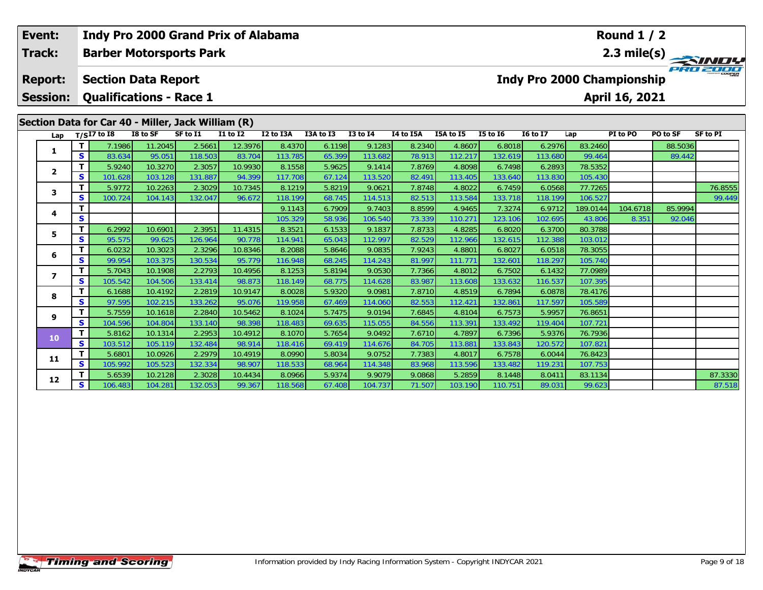| Event: | Indy Pro 2000 Grand Prix of Alabama | Round 1 / 2 |
|---|---|---|
| Track: | Barber Motorsports Park | 2.3 mile(s) |
| Report: | Section Data Report | Indy Pro 2000 Championship |
| Session: | Qualifications - Race 1 | April 16, 2021 |

## Section Data for Car 40 - Miller, Jack William (R)

| Lap | T/S | I7 to I8 | I8 to SF | SF to I1 | I1 to I2 | I2 to I3A | I3A to I3 | I3 to I4 | I4 to I5A | I5A to I5 | I5 to I6 | I6 to I7 | Lap | PI to PO | PO to SF | SF to PI |
|---|---|---|---|---|---|---|---|---|---|---|---|---|---|---|---|---|
| 1 | T | 7.1986 | 11.2045 | 2.5661 | 12.3976 | 8.4370 | 6.1198 | 9.1283 | 8.2340 | 4.8607 | 6.8018 | 6.2976 | 83.2460 | | 88.5036 | |
| | S | 83.634 | 95.051 | 118.503 | 83.704 | 113.785 | 65.399 | 113.682 | 78.913 | 112.217 | 132.619 | 113.680 | 99.464 | | 89.442 | |
| 2 | T | 5.9240 | 10.3270 | 2.3057 | 10.9930 | 8.1558 | 5.9625 | 9.1414 | 7.8769 | 4.8098 | 6.7498 | 6.2893 | 78.5352 | | | |
| | S | 101.628 | 103.128 | 131.887 | 94.399 | 117.708 | 67.124 | 113.520 | 82.491 | 113.405 | 133.640 | 113.830 | 105.430 | | | |
| 3 | T | 5.9772 | 10.2263 | 2.3029 | 10.7345 | 8.1219 | 5.8219 | 9.0621 | 7.8748 | 4.8022 | 6.7459 | 6.0568 | 77.7265 | | | 76.8555 |
| | S | 100.724 | 104.143 | 132.047 | 96.672 | 118.199 | 68.745 | 114.513 | 82.513 | 113.584 | 133.718 | 118.199 | 106.527 | | | 99.449 |
| 4 | T | | | | | 9.1143 | 6.7909 | 9.7403 | 8.8599 | 4.9465 | 7.3274 | 6.9712 | 189.0144 | 104.6718 | 85.9994 | |
| | S | | | | | 105.329 | 58.936 | 106.540 | 73.339 | 110.271 | 123.106 | 102.695 | 43.806 | 8.351 | 92.046 | |
| 5 | T | 6.2992 | 10.6901 | 2.3951 | 11.4315 | 8.3521 | 6.1533 | 9.1837 | 7.8733 | 4.8285 | 6.8020 | 6.3700 | 80.3788 | | | |
| | S | 95.575 | 99.625 | 126.964 | 90.778 | 114.941 | 65.043 | 112.997 | 82.529 | 112.966 | 132.615 | 112.388 | 103.012 | | | |
| 6 | T | 6.0232 | 10.3023 | 2.3296 | 10.8346 | 8.2088 | 5.8646 | 9.0835 | 7.9243 | 4.8801 | 6.8027 | 6.0518 | 78.3055 | | | |
| | S | 99.954 | 103.375 | 130.534 | 95.779 | 116.948 | 68.245 | 114.243 | 81.997 | 111.771 | 132.601 | 118.297 | 105.740 | | | |
| 7 | T | 5.7043 | 10.1908 | 2.2793 | 10.4956 | 8.1253 | 5.8194 | 9.0530 | 7.7366 | 4.8012 | 6.7502 | 6.1432 | 77.0989 | | | |
| | S | 105.542 | 104.506 | 133.414 | 98.873 | 118.149 | 68.775 | 114.628 | 83.987 | 113.608 | 133.632 | 116.537 | 107.395 | | | |
| 8 | T | 6.1688 | 10.4192 | 2.2819 | 10.9147 | 8.0028 | 5.9320 | 9.0981 | 7.8710 | 4.8519 | 6.7894 | 6.0878 | 78.4176 | | | |
| | S | 97.595 | 102.215 | 133.262 | 95.076 | 119.958 | 67.469 | 114.060 | 82.553 | 112.421 | 132.861 | 117.597 | 105.589 | | | |
| 9 | T | 5.7559 | 10.1618 | 2.2840 | 10.5462 | 8.1024 | 5.7475 | 9.0194 | 7.6845 | 4.8104 | 6.7573 | 5.9957 | 76.8651 | | | |
| | S | 104.596 | 104.804 | 133.140 | 98.398 | 118.483 | 69.635 | 115.055 | 84.556 | 113.391 | 133.492 | 119.404 | 107.721 | | | |
| 10 | T | 5.8162 | 10.1314 | 2.2953 | 10.4912 | 8.1070 | 5.7654 | 9.0492 | 7.6710 | 4.7897 | 6.7396 | 5.9376 | 76.7936 | | | |
| | S | 103.512 | 105.119 | 132.484 | 98.914 | 118.416 | 69.419 | 114.676 | 84.705 | 113.881 | 133.843 | 120.572 | 107.821 | | | |
| 11 | T | 5.6801 | 10.0926 | 2.2979 | 10.4919 | 8.0990 | 5.8034 | 9.0752 | 7.7383 | 4.8017 | 6.7578 | 6.0044 | 76.8423 | | | |
| | S | 105.992 | 105.523 | 132.334 | 98.907 | 118.533 | 68.964 | 114.348 | 83.968 | 113.596 | 133.482 | 119.231 | 107.753 | | | |
| 12 | T | 5.6539 | 10.2128 | 2.3028 | 10.4434 | 8.0966 | 5.9374 | 9.9079 | 9.0868 | 5.2859 | 8.1448 | 8.0411 | 83.1134 | | | 87.3330 |
| | S | 106.483 | 104.281 | 132.053 | 99.367 | 118.568 | 67.408 | 104.737 | 71.507 | 103.190 | 110.751 | 89.031 | 99.623 | | | 87.518 |

Information provided by Indy Racing Information System - Copyright INDYCAR 2021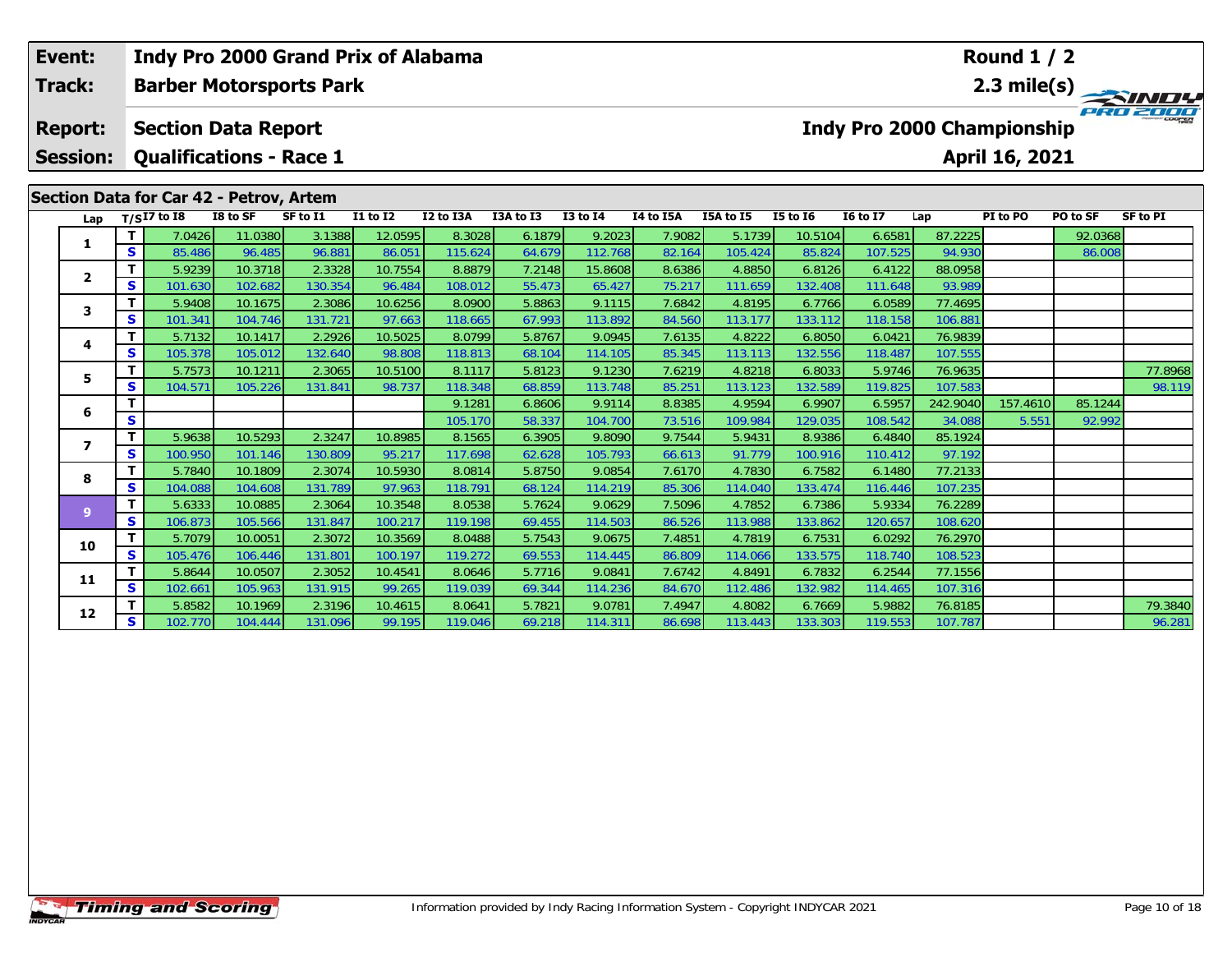| Event: | Indy Pro 2000 Grand Prix of Alabama | Round 1 / 2 |
|---|---|---|
| Track: | Barber Motorsports Park | 2.3 mile(s) |
| Report: | Section Data Report | Indy Pro 2000 Championship |
| Session: | Qualifications - Race 1 | April 16, 2021 |

## Section Data for Car 42 - Petrov, Artem

| Lap | T/S | I7 to I8 | I8 to SF | SF to I1 | I1 to I2 | I2 to I3A | I3A to I3 | I3 to I4 | I4 to I5A | I5A to I5 | I5 to I6 | I6 to I7 | Lap | PI to PO | PO to SF | SF to PI |
|---|---|---|---|---|---|---|---|---|---|---|---|---|---|---|---|---|
| 1 | T | 7.0426 | 11.0380 | 3.1388 | 12.0595 | 8.3028 | 6.1879 | 9.2023 | 7.9082 | 5.1739 | 10.5104 | 6.6581 | 87.2225 | | 92.0368 | |
| | S | 85.486 | 96.485 | 96.881 | 86.051 | 115.624 | 64.679 | 112.768 | 82.164 | 105.424 | 85.824 | 107.525 | 94.930 | | 86.008 | |
| 2 | T | 5.9239 | 10.3718 | 2.3328 | 10.7554 | 8.8879 | 7.2148 | 15.8608 | 8.6386 | 4.8850 | 6.8126 | 6.4122 | 88.0958 | | | |
| | S | 101.630 | 102.682 | 130.354 | 96.484 | 108.012 | 55.473 | 65.427 | 75.217 | 111.659 | 132.408 | 111.648 | 93.989 | | | |
| 3 | T | 5.9408 | 10.1675 | 2.3086 | 10.6256 | 8.0900 | 5.8863 | 9.1115 | 7.6842 | 4.8195 | 6.7766 | 6.0589 | 77.4695 | | | |
| | S | 101.341 | 104.746 | 131.721 | 97.663 | 118.665 | 67.993 | 113.892 | 84.560 | 113.177 | 133.112 | 118.158 | 106.881 | | | |
| 4 | T | 5.7132 | 10.1417 | 2.2926 | 10.5025 | 8.0799 | 5.8767 | 9.0945 | 7.6135 | 4.8222 | 6.8050 | 6.0421 | 76.9839 | | | |
| | S | 105.378 | 105.012 | 132.640 | 98.808 | 118.813 | 68.104 | 114.105 | 85.345 | 113.113 | 132.556 | 118.487 | 107.555 | | | |
| 5 | T | 5.7573 | 10.1211 | 2.3065 | 10.5100 | 8.1117 | 5.8123 | 9.1230 | 7.6219 | 4.8218 | 6.8033 | 5.9746 | 76.9635 | | | 77.8968 |
| | S | 104.571 | 105.226 | 131.841 | 98.737 | 118.348 | 68.859 | 113.748 | 85.251 | 113.123 | 132.589 | 119.825 | 107.583 | | | 98.119 |
| 6 | T | | | | | 9.1281 | 6.8606 | 9.9114 | 8.8385 | 4.9594 | 6.9907 | 6.5957 | 242.9040 | 157.4610 | 85.1244 | |
| | S | | | | | 105.170 | 58.337 | 104.700 | 73.516 | 109.984 | 129.035 | 108.542 | 34.088 | 5.551 | 92.992 | |
| 7 | T | 5.9638 | 10.5293 | 2.3247 | 10.8985 | 8.1565 | 6.3905 | 9.8090 | 9.7544 | 5.9431 | 8.9386 | 6.4840 | 85.1924 | | | |
| | S | 100.950 | 101.146 | 130.809 | 95.217 | 117.698 | 62.628 | 105.793 | 66.613 | 91.779 | 100.916 | 110.412 | 97.192 | | | |
| 8 | T | 5.7840 | 10.1809 | 2.3074 | 10.5930 | 8.0814 | 5.8750 | 9.0854 | 7.6170 | 4.7830 | 6.7582 | 6.1480 | 77.2133 | | | |
| | S | 104.088 | 104.608 | 131.789 | 97.963 | 118.791 | 68.124 | 114.219 | 85.306 | 114.040 | 133.474 | 116.446 | 107.235 | | | |
| 9 | T | 5.6333 | 10.0885 | 2.3064 | 10.3548 | 8.0538 | 5.7624 | 9.0629 | 7.5096 | 4.7852 | 6.7386 | 5.9334 | 76.2289 | | | |
| | S | 106.873 | 105.566 | 131.847 | 100.217 | 119.198 | 69.455 | 114.503 | 86.526 | 113.988 | 133.862 | 120.657 | 108.620 | | | |
| 10 | T | 5.7079 | 10.0051 | 2.3072 | 10.3569 | 8.0488 | 5.7543 | 9.0675 | 7.4851 | 4.7819 | 6.7531 | 6.0292 | 76.2970 | | | |
| | S | 105.476 | 106.446 | 131.801 | 100.197 | 119.272 | 69.553 | 114.445 | 86.809 | 114.066 | 133.575 | 118.740 | 108.523 | | | |
| 11 | T | 5.8644 | 10.0507 | 2.3052 | 10.4541 | 8.0646 | 5.7716 | 9.0841 | 7.6742 | 4.8491 | 6.7832 | 6.2544 | 77.1556 | | | |
| | S | 102.661 | 105.963 | 131.915 | 99.265 | 119.039 | 69.344 | 114.236 | 84.670 | 112.486 | 132.982 | 114.465 | 107.316 | | | |
| 12 | T | 5.8582 | 10.1969 | 2.3196 | 10.4615 | 8.0641 | 5.7821 | 9.0781 | 7.4947 | 4.8082 | 6.7669 | 5.9882 | 76.8185 | | | 79.3840 |
| | S | 102.770 | 104.444 | 131.096 | 99.195 | 119.046 | 69.218 | 114.311 | 86.698 | 113.443 | 133.303 | 119.553 | 107.787 | | | 96.281 |

Information provided by Indy Racing Information System - Copyright INDYCAR 2021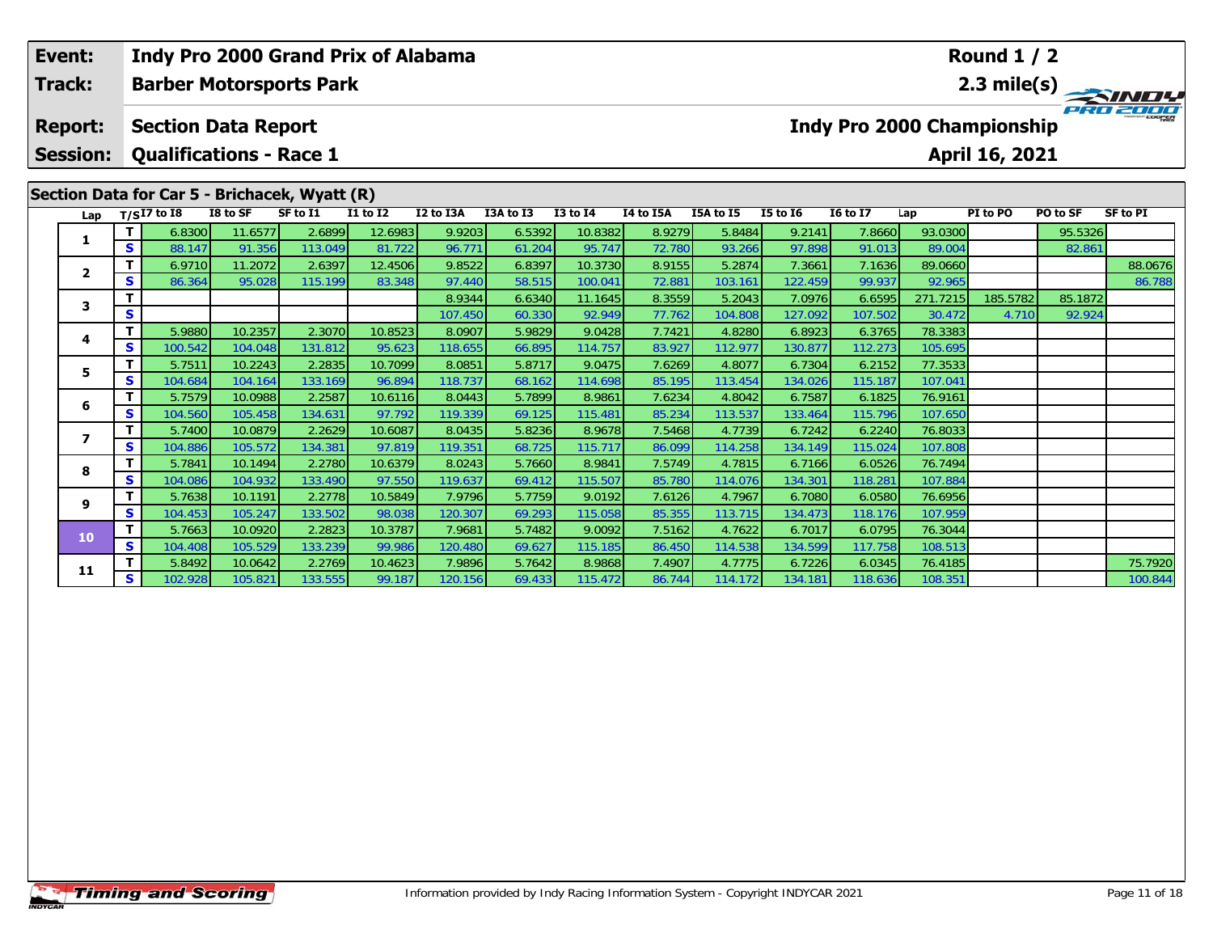| Event: | Indy Pro 2000 Grand Prix of Alabama | Round 1 / 2 |
|---|---|---|
| Track: | Barber Motorsports Park | 2.3 mile(s) |
| Report: | Section Data Report | Indy Pro 2000 Championship |
| Session: | Qualifications - Race 1 | April 16, 2021 |

## Section Data for Car 5 - Brichacek, Wyatt (R)

| Lap | T/S | I7 to I8 | I8 to SF | SF to I1 | I1 to I2 | I2 to I3A | I3A to I3 | I3 to I4 | I4 to I5A | I5A to I5 | I5 to I6 | I6 to I7 | Lap | PI to PO | PO to SF | SF to PI |
|---|---|---|---|---|---|---|---|---|---|---|---|---|---|---|---|---|
| 1 | T | 6.8300 | 11.6577 | 2.6899 | 12.6983 | 9.9203 | 6.5392 | 10.8382 | 8.9279 | 5.8484 | 9.2141 | 7.8660 | 93.0300 | | 95.5326 | |
| | S | 88.147 | 91.356 | 113.049 | 81.722 | 96.771 | 61.204 | 95.747 | 72.780 | 93.266 | 97.898 | 91.013 | 89.004 | | 82.861 | |
| 2 | T | 6.9710 | 11.2072 | 2.6397 | 12.4506 | 9.8522 | 6.8397 | 10.3730 | 8.9155 | 5.2874 | 7.3661 | 7.1636 | 89.0660 | | | 88.0676 |
| | S | 86.364 | 95.028 | 115.199 | 83.348 | 97.440 | 58.515 | 100.041 | 72.881 | 103.161 | 122.459 | 99.937 | 92.965 | | | 86.788 |
| 3 | T | | | | | 8.9344 | 6.6340 | 11.1645 | 8.3559 | 5.2043 | 7.0976 | 6.6595 | 271.7215 | 185.5782 | 85.1872 | |
| | S | | | | | 107.450 | 60.330 | 92.949 | 77.762 | 104.808 | 127.092 | 107.502 | 30.472 | 4.710 | 92.924 | |
| 4 | T | 5.9880 | 10.2357 | 2.3070 | 10.8523 | 8.0907 | 5.9829 | 9.0428 | 7.7421 | 4.8280 | 6.8923 | 6.3765 | 78.3383 | | | |
| | S | 100.542 | 104.048 | 131.812 | 95.623 | 118.655 | 66.895 | 114.757 | 83.927 | 112.977 | 130.877 | 112.273 | 105.695 | | | |
| 5 | T | 5.7511 | 10.2243 | 2.2835 | 10.7099 | 8.0851 | 5.8717 | 9.0475 | 7.6269 | 4.8077 | 6.7304 | 6.2152 | 77.3533 | | | |
| | S | 104.684 | 104.164 | 133.169 | 96.894 | 118.737 | 68.162 | 114.698 | 85.195 | 113.454 | 134.026 | 115.187 | 107.041 | | | |
| 6 | T | 5.7579 | 10.0988 | 2.2587 | 10.6116 | 8.0443 | 5.7899 | 8.9861 | 7.6234 | 4.8042 | 6.7587 | 6.1825 | 76.9161 | | | |
| | S | 104.560 | 105.458 | 134.631 | 97.792 | 119.339 | 69.125 | 115.481 | 85.234 | 113.537 | 133.464 | 115.796 | 107.650 | | | |
| 7 | T | 5.7400 | 10.0879 | 2.2629 | 10.6087 | 8.0435 | 5.8236 | 8.9678 | 7.5468 | 4.7739 | 6.7242 | 6.2240 | 76.8033 | | | |
| | S | 104.886 | 105.572 | 134.381 | 97.819 | 119.351 | 68.725 | 115.717 | 86.099 | 114.258 | 134.149 | 115.024 | 107.808 | | | |
| 8 | T | 5.7841 | 10.1494 | 2.2780 | 10.6379 | 8.0243 | 5.7660 | 8.9841 | 7.5749 | 4.7815 | 6.7166 | 6.0526 | 76.7494 | | | |
| | S | 104.086 | 104.932 | 133.490 | 97.550 | 119.637 | 69.412 | 115.507 | 85.780 | 114.076 | 134.301 | 118.281 | 107.884 | | | |
| 9 | T | 5.7638 | 10.1191 | 2.2778 | 10.5849 | 7.9796 | 5.7759 | 9.0192 | 7.6126 | 4.7967 | 6.7080 | 6.0580 | 76.6956 | | | |
| | S | 104.453 | 105.247 | 133.502 | 98.038 | 120.307 | 69.293 | 115.058 | 85.355 | 113.715 | 134.473 | 118.176 | 107.959 | | | |
| 10 | T | 5.7663 | 10.0920 | 2.2823 | 10.3787 | 7.9681 | 5.7482 | 9.0092 | 7.5162 | 4.7622 | 6.7017 | 6.0795 | 76.3044 | | | |
| | S | 104.408 | 105.529 | 133.239 | 99.986 | 120.480 | 69.627 | 115.185 | 86.450 | 114.538 | 134.599 | 117.758 | 108.513 | | | |
| 11 | T | 5.8492 | 10.0642 | 2.2769 | 10.4623 | 7.9896 | 5.7642 | 8.9868 | 7.4907 | 4.7775 | 6.7226 | 6.0345 | 76.4185 | | | 75.7920 |
| | S | 102.928 | 105.821 | 133.555 | 99.187 | 120.156 | 69.433 | 115.472 | 86.744 | 114.172 | 134.181 | 118.636 | 108.351 | | | 100.844 |

Information provided by Indy Racing Information System - Copyright INDYCAR 2021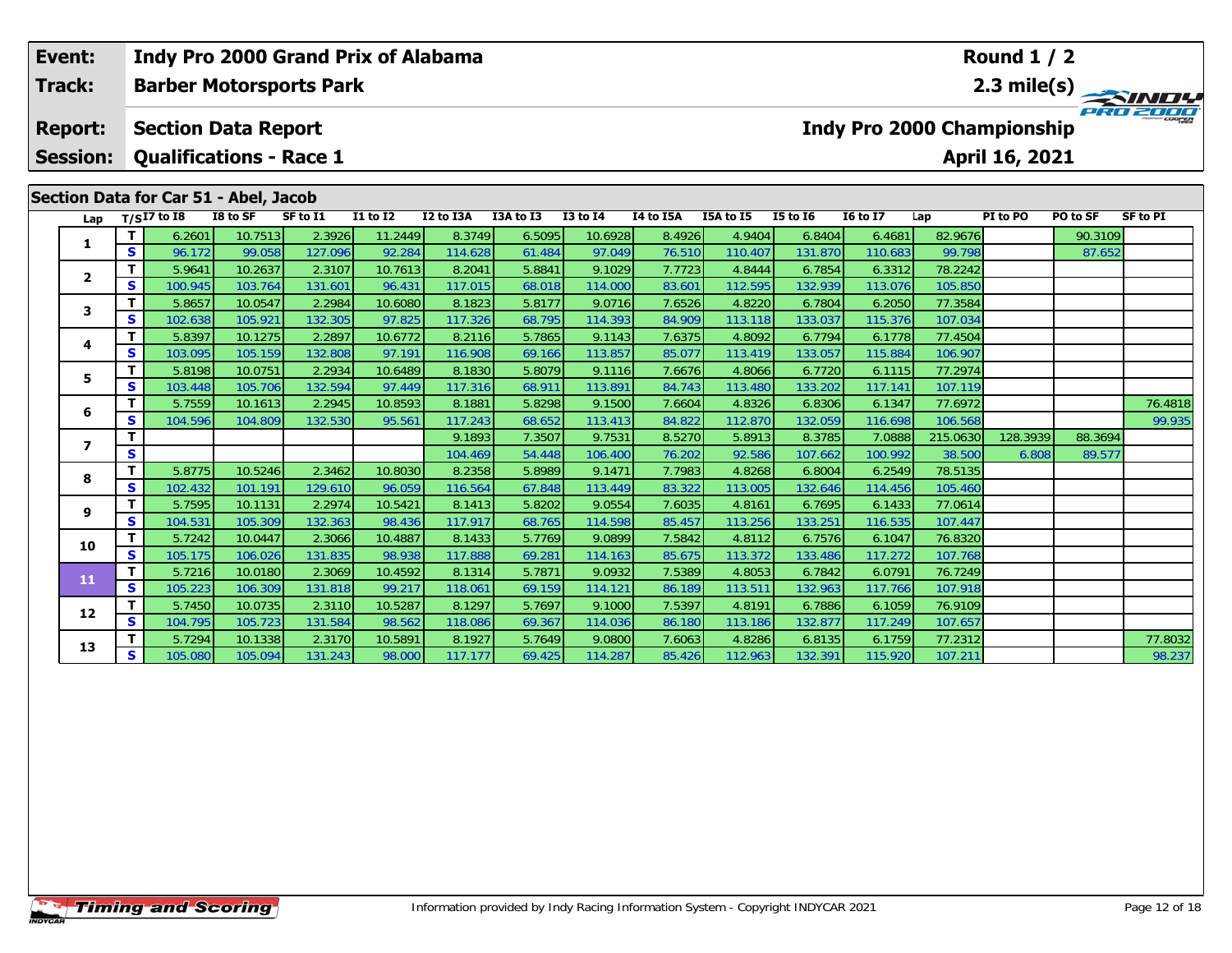| Event: | Indy Pro 2000 Grand Prix of Alabama | Round 1 / 2 |
|---|---|---|
| Track: | Barber Motorsports Park | 2.3 mile(s) |
| Report: | Section Data Report | Indy Pro 2000 Championship |
| Session: | Qualifications - Race 1 | April 16, 2021 |

## Section Data for Car 51 - Abel, Jacob

| Lap | T/S | I7 to I8 | I8 to SF | SF to I1 | I1 to I2 | I2 to I3A | I3A to I3 | I3 to I4 | I4 to I5A | I5A to I5 | I5 to I6 | I6 to I7 | Lap | PI to PO | PO to SF | SF to PI |
|---|---|---|---|---|---|---|---|---|---|---|---|---|---|---|---|---|
| 1 | T | 6.2601 | 10.7513 | 2.3926 | 11.2449 | 8.3749 | 6.5095 | 10.6928 | 8.4926 | 4.9404 | 6.8404 | 6.4681 | 82.9676 | | 90.3109 | |
| | S | 96.172 | 99.058 | 127.096 | 92.284 | 114.628 | 61.484 | 97.049 | 76.510 | 110.407 | 131.870 | 110.683 | 99.798 | | 87.652 | |
| 2 | T | 5.9641 | 10.2637 | 2.3107 | 10.7613 | 8.2041 | 5.8841 | 9.1029 | 7.7723 | 4.8444 | 6.7854 | 6.3312 | 78.2242 | | | |
| | S | 100.945 | 103.764 | 131.601 | 96.431 | 117.015 | 68.018 | 114.000 | 83.601 | 112.595 | 132.939 | 113.076 | 105.850 | | | |
| 3 | T | 5.8657 | 10.0547 | 2.2984 | 10.6080 | 8.1823 | 5.8177 | 9.0716 | 7.6526 | 4.8220 | 6.7804 | 6.2050 | 77.3584 | | | |
| | S | 102.638 | 105.921 | 132.305 | 97.825 | 117.326 | 68.795 | 114.393 | 84.909 | 113.118 | 133.037 | 115.376 | 107.034 | | | |
| 4 | T | 5.8397 | 10.1275 | 2.2897 | 10.6772 | 8.2116 | 5.7865 | 9.1143 | 7.6375 | 4.8092 | 6.7794 | 6.1778 | 77.4504 | | | |
| | S | 103.095 | 105.159 | 132.808 | 97.191 | 116.908 | 69.166 | 113.857 | 85.077 | 113.419 | 133.057 | 115.884 | 106.907 | | | |
| 5 | T | 5.8198 | 10.0751 | 2.2934 | 10.6489 | 8.1830 | 5.8079 | 9.1116 | 7.6676 | 4.8066 | 6.7720 | 6.1115 | 77.2974 | | | |
| | S | 103.448 | 105.706 | 132.594 | 97.449 | 117.316 | 68.911 | 113.891 | 84.743 | 113.480 | 133.202 | 117.141 | 107.119 | | | |
| 6 | T | 5.7559 | 10.1613 | 2.2945 | 10.8593 | 8.1881 | 5.8298 | 9.1500 | 7.6604 | 4.8326 | 6.8306 | 6.1347 | 77.6972 | | | 76.4818 |
| | S | 104.596 | 104.809 | 132.530 | 95.561 | 117.243 | 68.652 | 113.413 | 84.822 | 112.870 | 132.059 | 116.698 | 106.568 | | | 99.935 |
| 7 | T | | | | | 9.1893 | 7.3507 | 9.7531 | 8.5270 | 5.8913 | 8.3785 | 7.0888 | 215.0630 | 128.3939 | 88.3694 | |
| | S | | | | | 104.469 | 54.448 | 106.400 | 76.202 | 92.586 | 107.662 | 100.992 | 38.500 | 6.808 | 89.577 | |
| 8 | T | 5.8775 | 10.5246 | 2.3462 | 10.8030 | 8.2358 | 5.8989 | 9.1471 | 7.7983 | 4.8268 | 6.8004 | 6.2549 | 78.5135 | | | |
| | S | 102.432 | 101.191 | 129.610 | 96.059 | 116.564 | 67.848 | 113.449 | 83.322 | 113.005 | 132.646 | 114.456 | 105.460 | | | |
| 9 | T | 5.7595 | 10.1131 | 2.2974 | 10.5421 | 8.1413 | 5.8202 | 9.0554 | 7.6035 | 4.8161 | 6.7695 | 6.1433 | 77.0614 | | | |
| | S | 104.531 | 105.309 | 132.363 | 98.436 | 117.917 | 68.765 | 114.598 | 85.457 | 113.256 | 133.251 | 116.535 | 107.447 | | | |
| 10 | T | 5.7242 | 10.0447 | 2.3066 | 10.4887 | 8.1433 | 5.7769 | 9.0899 | 7.5842 | 4.8112 | 6.7576 | 6.1047 | 76.8320 | | | |
| | S | 105.175 | 106.026 | 131.835 | 98.938 | 117.888 | 69.281 | 114.163 | 85.675 | 113.372 | 133.486 | 117.272 | 107.768 | | | |
| 11 | T | 5.7216 | 10.0180 | 2.3069 | 10.4592 | 8.1314 | 5.7871 | 9.0932 | 7.5389 | 4.8053 | 6.7842 | 6.0791 | 76.7249 | | | |
| | S | 105.223 | 106.309 | 131.818 | 99.217 | 118.061 | 69.159 | 114.121 | 86.189 | 113.511 | 132.963 | 117.766 | 107.918 | | | |
| 12 | T | 5.7450 | 10.0735 | 2.3110 | 10.5287 | 8.1297 | 5.7697 | 9.1000 | 7.5397 | 4.8191 | 6.7886 | 6.1059 | 76.9109 | | | |
| | S | 104.795 | 105.723 | 131.584 | 98.562 | 118.086 | 69.367 | 114.036 | 86.180 | 113.186 | 132.877 | 117.249 | 107.657 | | | |
| 13 | T | 5.7294 | 10.1338 | 2.3170 | 10.5891 | 8.1927 | 5.7649 | 9.0800 | 7.6063 | 4.8286 | 6.8135 | 6.1759 | 77.2312 | | | 77.8032 |
| | S | 105.080 | 105.094 | 131.243 | 98.000 | 117.177 | 69.425 | 114.287 | 85.426 | 112.963 | 132.391 | 115.920 | 107.211 | | | 98.237 |

Information provided by Indy Racing Information System - Copyright INDYCAR 2021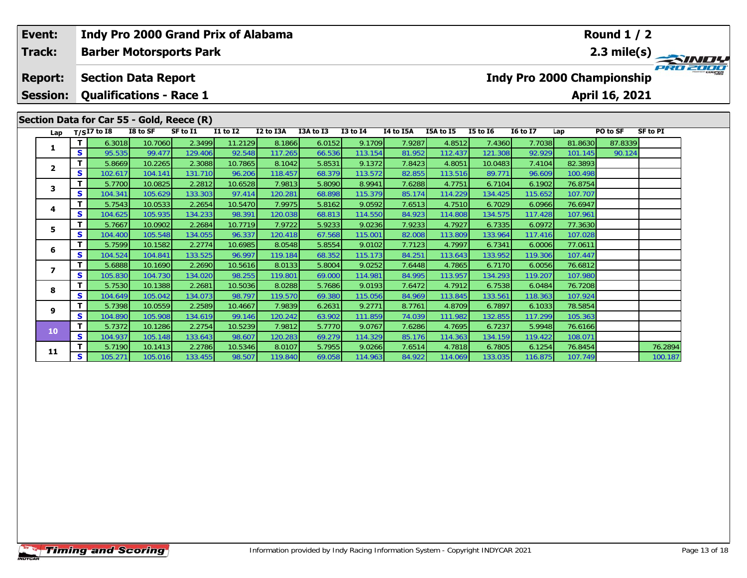| Event: | Indy Pro 2000 Grand Prix of Alabama | Round 1 / 2 |
|---|---|---|
| Track: | Barber Motorsports Park | 2.3 mile(s) |
| Report: | Section Data Report | Indy Pro 2000 Championship |
| Session: | Qualifications - Race 1 | April 16, 2021 |

## Section Data for Car 55 - Gold, Reece (R)

| Lap | T/S | I7 to I8 | I8 to SF | SF to I1 | I1 to I2 | I2 to I3A | I3A to I3 | I3 to I4 | I4 to I5A | I5A to I5 | I5 to I6 | I6 to I7 | Lap | PO to SF | SF to PI |
|---|---|---|---|---|---|---|---|---|---|---|---|---|---|---|---|
| 1 | T | 6.3018 | 10.7060 | 2.3499 | 11.2129 | 8.1866 | 6.0152 | 9.1709 | 7.9287 | 4.8512 | 7.4360 | 7.7038 | 81.8630 | 87.8339 | |
| | S | 95.535 | 99.477 | 129.406 | 92.548 | 117.265 | 66.536 | 113.154 | 81.952 | 112.437 | 121.308 | 92.929 | 101.145 | 90.124 | |
| 2 | T | 5.8669 | 10.2265 | 2.3088 | 10.7865 | 8.1042 | 5.8531 | 9.1372 | 7.8423 | 4.8051 | 10.0483 | 7.4104 | 82.3893 | | |
| | S | 102.617 | 104.141 | 131.710 | 96.206 | 118.457 | 68.379 | 113.572 | 82.855 | 113.516 | 89.771 | 96.609 | 100.498 | | |
| 3 | T | 5.7700 | 10.0825 | 2.2812 | 10.6528 | 7.9813 | 5.8090 | 8.9941 | 7.6288 | 4.7751 | 6.7104 | 6.1902 | 76.8754 | | |
| | S | 104.341 | 105.629 | 133.303 | 97.414 | 120.281 | 68.898 | 115.379 | 85.174 | 114.229 | 134.425 | 115.652 | 107.707 | | |
| 4 | T | 5.7543 | 10.0533 | 2.2654 | 10.5470 | 7.9975 | 5.8162 | 9.0592 | 7.6513 | 4.7510 | 6.7029 | 6.0966 | 76.6947 | | |
| | S | 104.625 | 105.935 | 134.233 | 98.391 | 120.038 | 68.813 | 114.550 | 84.923 | 114.808 | 134.575 | 117.428 | 107.961 | | |
| 5 | T | 5.7667 | 10.0902 | 2.2684 | 10.7719 | 7.9722 | 5.9233 | 9.0236 | 7.9233 | 4.7927 | 6.7335 | 6.0972 | 77.3630 | | |
| | S | 104.400 | 105.548 | 134.055 | 96.337 | 120.418 | 67.568 | 115.001 | 82.008 | 113.809 | 133.964 | 117.416 | 107.028 | | |
| 6 | T | 5.7599 | 10.1582 | 2.2774 | 10.6985 | 8.0548 | 5.8554 | 9.0102 | 7.7123 | 4.7997 | 6.7341 | 6.0006 | 77.0611 | | |
| | S | 104.524 | 104.841 | 133.525 | 96.997 | 119.184 | 68.352 | 115.173 | 84.251 | 113.643 | 133.952 | 119.306 | 107.447 | | |
| 7 | T | 5.6888 | 10.1690 | 2.2690 | 10.5616 | 8.0133 | 5.8004 | 9.0252 | 7.6448 | 4.7865 | 6.7170 | 6.0056 | 76.6812 | | |
| | S | 105.830 | 104.730 | 134.020 | 98.255 | 119.801 | 69.000 | 114.981 | 84.995 | 113.957 | 134.293 | 119.207 | 107.980 | | |
| 8 | T | 5.7530 | 10.1388 | 2.2681 | 10.5036 | 8.0288 | 5.7686 | 9.0193 | 7.6472 | 4.7912 | 6.7538 | 6.0484 | 76.7208 | | |
| | S | 104.649 | 105.042 | 134.073 | 98.797 | 119.570 | 69.380 | 115.056 | 84.969 | 113.845 | 133.561 | 118.363 | 107.924 | | |
| 9 | T | 5.7398 | 10.0559 | 2.2589 | 10.4667 | 7.9839 | 6.2631 | 9.2771 | 8.7761 | 4.8709 | 6.7897 | 6.1033 | 78.5854 | | |
| | S | 104.890 | 105.908 | 134.619 | 99.146 | 120.242 | 63.902 | 111.859 | 74.039 | 111.982 | 132.855 | 117.299 | 105.363 | | |
| 10 | T | 5.7372 | 10.1286 | 2.2754 | 10.5239 | 7.9812 | 5.7770 | 9.0767 | 7.6286 | 4.7695 | 6.7237 | 5.9948 | 76.6166 | | |
| | S | 104.937 | 105.148 | 133.643 | 98.607 | 120.283 | 69.279 | 114.329 | 85.176 | 114.363 | 134.159 | 119.422 | 108.071 | | |
| 11 | T | 5.7190 | 10.1413 | 2.2786 | 10.5346 | 8.0107 | 5.7955 | 9.0266 | 7.6514 | 4.7818 | 6.7805 | 6.1254 | 76.8454 | | 76.2894 |
| | S | 105.271 | 105.016 | 133.455 | 98.507 | 119.840 | 69.058 | 114.963 | 84.922 | 114.069 | 133.035 | 116.875 | 107.749 | | 100.187 |

Information provided by Indy Racing Information System - Copyright INDYCAR 2021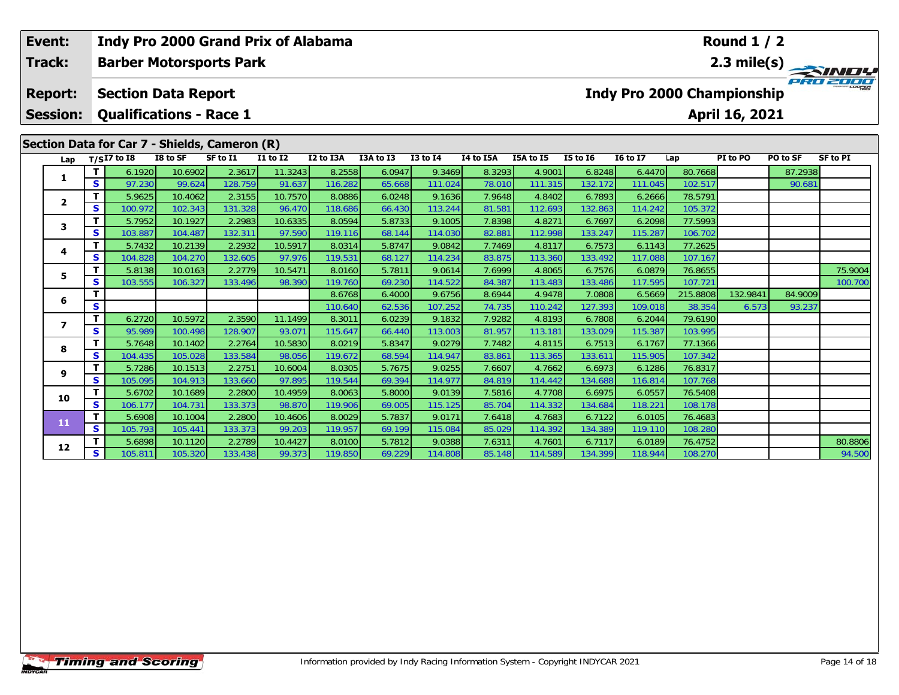| Event: | Indy Pro 2000 Grand Prix of Alabama | Round 1 / 2 |
|---|---|---|
| Track: | Barber Motorsports Park | 2.3 mile(s) |
| Report: | Section Data Report | Indy Pro 2000 Championship |
| Session: | Qualifications - Race 1 | April 16, 2021 |

## Section Data for Car 7 - Shields, Cameron (R)

| Lap | T/S | I7 to I8 | I8 to SF | SF to I1 | I1 to I2 | I2 to I3A | I3A to I3 | I3 to I4 | I4 to I5A | I5A to I5 | I5 to I6 | I6 to I7 | Lap | PI to PO | PO to SF | SF to PI |
|---|---|---|---|---|---|---|---|---|---|---|---|---|---|---|---|---|
| 1 | T | 6.1920 | 10.6902 | 2.3617 | 11.3243 | 8.2558 | 6.0947 | 9.3469 | 8.3293 | 4.9001 | 6.8248 | 6.4470 | 80.7668 | | 87.2938 | |
| | S | 97.230 | 99.624 | 128.759 | 91.637 | 116.282 | 65.668 | 111.024 | 78.010 | 111.315 | 132.172 | 111.045 | 102.517 | | 90.681 | |
| 2 | T | 5.9625 | 10.4062 | 2.3155 | 10.7570 | 8.0886 | 6.0248 | 9.1636 | 7.9648 | 4.8402 | 6.7893 | 6.2666 | 78.5791 | | | |
| | S | 100.972 | 102.343 | 131.328 | 96.470 | 118.686 | 66.430 | 113.244 | 81.581 | 112.693 | 132.863 | 114.242 | 105.372 | | | |
| 3 | T | 5.7952 | 10.1927 | 2.2983 | 10.6335 | 8.0594 | 5.8733 | 9.1005 | 7.8398 | 4.8271 | 6.7697 | 6.2098 | 77.5993 | | | |
| | S | 103.887 | 104.487 | 132.311 | 97.590 | 119.116 | 68.144 | 114.030 | 82.881 | 112.998 | 133.247 | 115.287 | 106.702 | | | |
| 4 | T | 5.7432 | 10.2139 | 2.2932 | 10.5917 | 8.0314 | 5.8747 | 9.0842 | 7.7469 | 4.8117 | 6.7573 | 6.1143 | 77.2625 | | | |
| | S | 104.828 | 104.270 | 132.605 | 97.976 | 119.531 | 68.127 | 114.234 | 83.875 | 113.360 | 133.492 | 117.088 | 107.167 | | | |
| 5 | T | 5.8138 | 10.0163 | 2.2779 | 10.5471 | 8.0160 | 5.7811 | 9.0614 | 7.6999 | 4.8065 | 6.7576 | 6.0879 | 76.8655 | | | 75.9004 |
| | S | 103.555 | 106.327 | 133.496 | 98.390 | 119.760 | 69.230 | 114.522 | 84.387 | 113.483 | 133.486 | 117.595 | 107.721 | | | 100.700 |
| 6 | T | | | | | 8.6768 | 6.4000 | 9.6756 | 8.6944 | 4.9478 | 7.0808 | 6.5669 | 215.8808 | 132.9841 | 84.9009 | |
| | S | | | | | 110.640 | 62.536 | 107.252 | 74.735 | 110.242 | 127.393 | 109.018 | 38.354 | 6.573 | 93.237 | |
| 7 | T | 6.2720 | 10.5972 | 2.3590 | 11.1499 | 8.3011 | 6.0239 | 9.1832 | 7.9282 | 4.8193 | 6.7808 | 6.2044 | 79.6190 | | | |
| | S | 95.989 | 100.498 | 128.907 | 93.071 | 115.647 | 66.440 | 113.003 | 81.957 | 113.181 | 133.029 | 115.387 | 103.995 | | | |
| 8 | T | 5.7648 | 10.1402 | 2.2764 | 10.5830 | 8.0219 | 5.8347 | 9.0279 | 7.7482 | 4.8115 | 6.7513 | 6.1767 | 77.1366 | | | |
| | S | 104.435 | 105.028 | 133.584 | 98.056 | 119.672 | 68.594 | 114.947 | 83.861 | 113.365 | 133.611 | 115.905 | 107.342 | | | |
| 9 | T | 5.7286 | 10.1513 | 2.2751 | 10.6004 | 8.0305 | 5.7675 | 9.0255 | 7.6607 | 4.7662 | 6.6973 | 6.1286 | 76.8317 | | | |
| | S | 105.095 | 104.913 | 133.660 | 97.895 | 119.544 | 69.394 | 114.977 | 84.819 | 114.442 | 134.688 | 116.814 | 107.768 | | | |
| 10 | T | 5.6702 | 10.1689 | 2.2800 | 10.4959 | 8.0063 | 5.8000 | 9.0139 | 7.5816 | 4.7708 | 6.6975 | 6.0557 | 76.5408 | | | |
| | S | 106.177 | 104.731 | 133.373 | 98.870 | 119.906 | 69.005 | 115.125 | 85.704 | 114.332 | 134.684 | 118.221 | 108.178 | | | |
| 11 | T | 5.6908 | 10.1004 | 2.2800 | 10.4606 | 8.0029 | 5.7837 | 9.0171 | 7.6418 | 4.7683 | 6.7122 | 6.0105 | 76.4683 | | | |
| | S | 105.793 | 105.441 | 133.373 | 99.203 | 119.957 | 69.199 | 115.084 | 85.029 | 114.392 | 134.389 | 119.110 | 108.280 | | | |
| 12 | T | 5.6898 | 10.1120 | 2.2789 | 10.4427 | 8.0100 | 5.7812 | 9.0388 | 7.6311 | 4.7601 | 6.7117 | 6.0189 | 76.4752 | | | 80.8806 |
| | S | 105.811 | 105.320 | 133.438 | 99.373 | 119.850 | 69.229 | 114.808 | 85.148 | 114.589 | 134.399 | 118.944 | 108.270 | | | 94.500 |

Information provided by Indy Racing Information System - Copyright INDYCAR 2021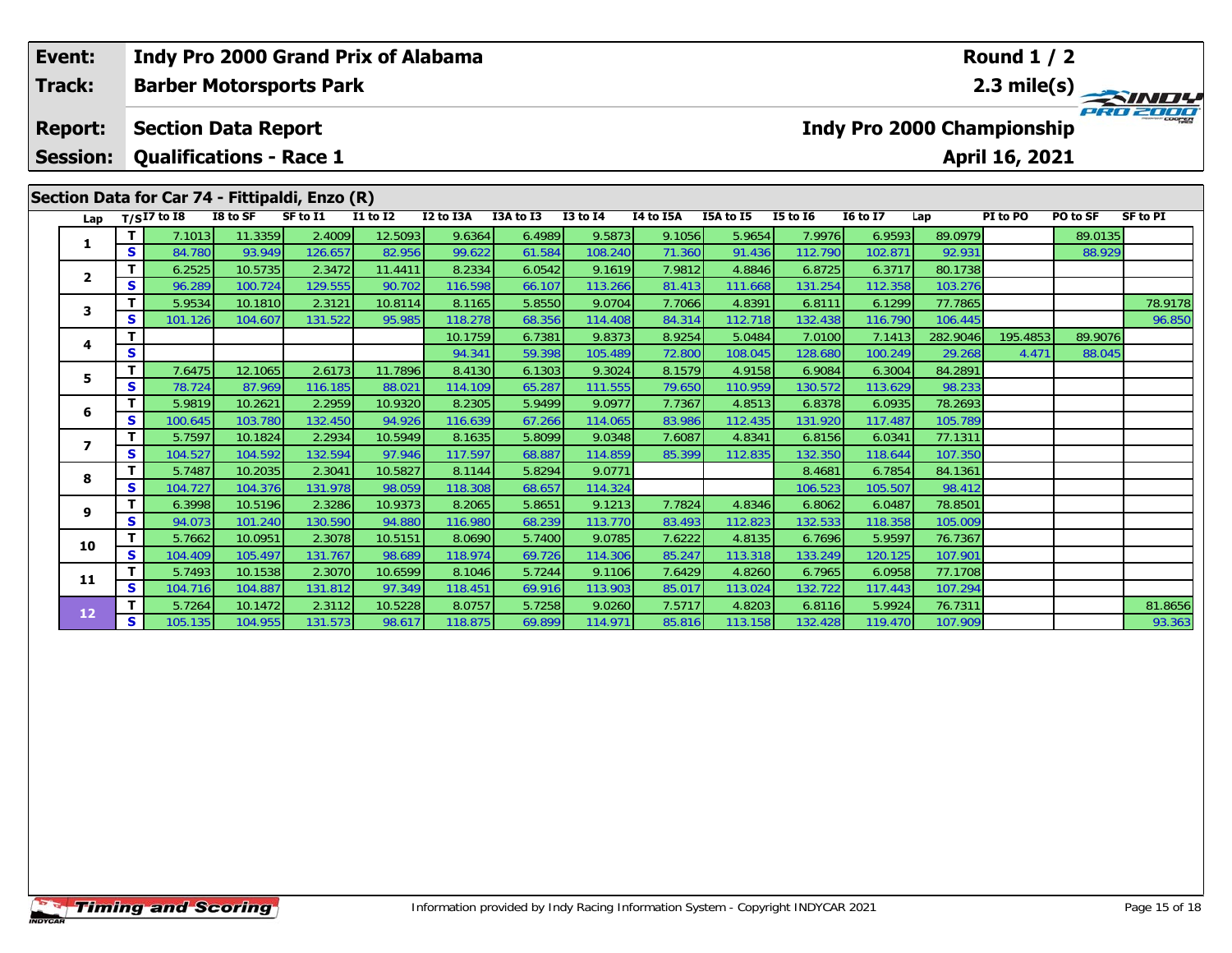| Event: | Indy Pro 2000 Grand Prix of Alabama | Round 1 / 2 |
|---|---|---|
| Track: | Barber Motorsports Park | 2.3 mile(s) |
| Report: | Section Data Report | Indy Pro 2000 Championship |
| Session: | Qualifications - Race 1 | April 16, 2021 |

## Section Data for Car 74 - Fittipaldi, Enzo (R)

| Lap | T/S | I7 to I8 | I8 to SF | SF to I1 | I1 to I2 | I2 to I3A | I3A to I3 | I3 to I4 | I4 to I5A | I5A to I5 | I5 to I6 | I6 to I7 | Lap | PI to PO | PO to SF | SF to PI |
|---|---|---|---|---|---|---|---|---|---|---|---|---|---|---|---|---|
| 1 | T | 7.1013 | 11.3359 | 2.4009 | 12.5093 | 9.6364 | 6.4989 | 9.5873 | 9.1056 | 5.9654 | 7.9976 | 6.9593 | 89.0979 | | 89.0135 | |
| | S | 84.780 | 93.949 | 126.657 | 82.956 | 99.622 | 61.584 | 108.240 | 71.360 | 91.436 | 112.790 | 102.871 | 92.931 | | 88.929 | |
| 2 | T | 6.2525 | 10.5735 | 2.3472 | 11.4411 | 8.2334 | 6.0542 | 9.1619 | 7.9812 | 4.8846 | 6.8725 | 6.3717 | 80.1738 | | | |
| | S | 96.289 | 100.724 | 129.555 | 90.702 | 116.598 | 66.107 | 113.266 | 81.413 | 111.668 | 131.254 | 112.358 | 103.276 | | | |
| 3 | T | 5.9534 | 10.1810 | 2.3121 | 10.8114 | 8.1165 | 5.8550 | 9.0704 | 7.7066 | 4.8391 | 6.8111 | 6.1299 | 77.7865 | | | 78.9178 |
| | S | 101.126 | 104.607 | 131.522 | 95.985 | 118.278 | 68.356 | 114.408 | 84.314 | 112.718 | 132.438 | 116.790 | 106.445 | | | 96.850 |
| 4 | T | | | | | 10.1759 | 6.7381 | 9.8373 | 8.9254 | 5.0484 | 7.0100 | 7.1413 | 282.9046 | 195.4853 | 89.9076 | |
| | S | | | | | 94.341 | 59.398 | 105.489 | 72.800 | 108.045 | 128.680 | 100.249 | 29.268 | 4.471 | 88.045 | |
| 5 | T | 7.6475 | 12.1065 | 2.6173 | 11.7896 | 8.4130 | 6.1303 | 9.3024 | 8.1579 | 4.9158 | 6.9084 | 6.3004 | 84.2891 | | | |
| | S | 78.724 | 87.969 | 116.185 | 88.021 | 114.109 | 65.287 | 111.555 | 79.650 | 110.959 | 130.572 | 113.629 | 98.233 | | | |
| 6 | T | 5.9819 | 10.2621 | 2.2959 | 10.9320 | 8.2305 | 5.9499 | 9.0977 | 7.7367 | 4.8513 | 6.8378 | 6.0935 | 78.2693 | | | |
| | S | 100.645 | 103.780 | 132.450 | 94.926 | 116.639 | 67.266 | 114.065 | 83.986 | 112.435 | 131.920 | 117.487 | 105.789 | | | |
| 7 | T | 5.7597 | 10.1824 | 2.2934 | 10.5949 | 8.1635 | 5.8099 | 9.0348 | 7.6087 | 4.8341 | 6.8156 | 6.0341 | 77.1311 | | | |
| | S | 104.527 | 104.592 | 132.594 | 97.946 | 117.597 | 68.887 | 114.859 | 85.399 | 112.835 | 132.350 | 118.644 | 107.350 | | | |
| 8 | T | 5.7487 | 10.2035 | 2.3041 | 10.5827 | 8.1144 | 5.8294 | 9.0771 | | | 8.4681 | 6.7854 | 84.1361 | | | |
| | S | 104.727 | 104.376 | 131.978 | 98.059 | 118.308 | 68.657 | 114.324 | | | 106.523 | 105.507 | 98.412 | | | |
| 9 | T | 6.3998 | 10.5196 | 2.3286 | 10.9373 | 8.2065 | 5.8651 | 9.1213 | 7.7824 | 4.8346 | 6.8062 | 6.0487 | 78.8501 | | | |
| | S | 94.073 | 101.240 | 130.590 | 94.880 | 116.980 | 68.239 | 113.770 | 83.493 | 112.823 | 132.533 | 118.358 | 105.009 | | | |
| 10 | T | 5.7662 | 10.0951 | 2.3078 | 10.5151 | 8.0690 | 5.7400 | 9.0785 | 7.6222 | 4.8135 | 6.7696 | 5.9597 | 76.7367 | | | |
| | S | 104.409 | 105.497 | 131.767 | 98.689 | 118.974 | 69.726 | 114.306 | 85.247 | 113.318 | 133.249 | 120.125 | 107.901 | | | |
| 11 | T | 5.7493 | 10.1538 | 2.3070 | 10.6599 | 8.1046 | 5.7244 | 9.1106 | 7.6429 | 4.8260 | 6.7965 | 6.0958 | 77.1708 | | | |
| | S | 104.716 | 104.887 | 131.812 | 97.349 | 118.451 | 69.916 | 113.903 | 85.017 | 113.024 | 132.722 | 117.443 | 107.294 | | | |
| 12 | T | 5.7264 | 10.1472 | 2.3112 | 10.5228 | 8.0757 | 5.7258 | 9.0260 | 7.5717 | 4.8203 | 6.8116 | 5.9924 | 76.7311 | | | 81.8656 |
| | S | 105.135 | 104.955 | 131.573 | 98.617 | 118.875 | 69.899 | 114.971 | 85.816 | 113.158 | 132.428 | 119.470 | 107.909 | | | 93.363 |

Information provided by Indy Racing Information System - Copyright INDYCAR 2021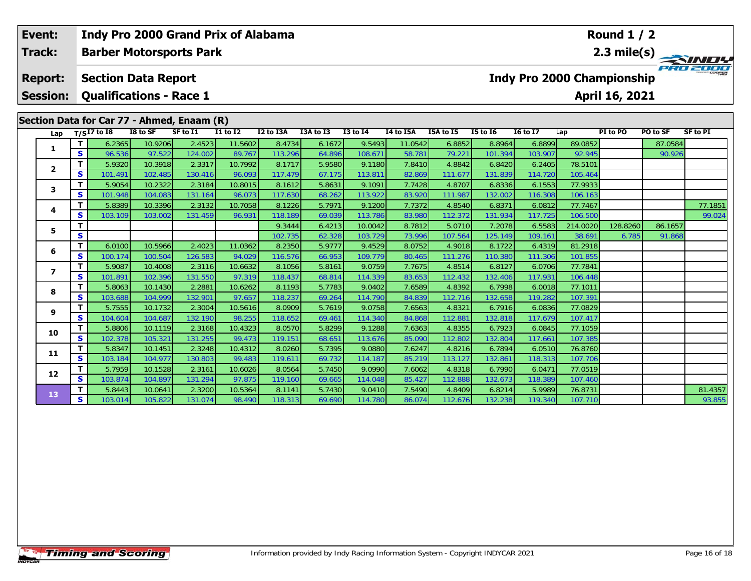| Event: | Indy Pro 2000 Grand Prix of Alabama | Round 1 / 2 |
|---|---|---|
| Track: | Barber Motorsports Park | 2.3 mile(s) |
| Report: | Section Data Report | Indy Pro 2000 Championship |
| Session: | Qualifications - Race 1 | April 16, 2021 |

## Section Data for Car 77 - Ahmed, Enaam (R)

| Lap | T/S | I7 to I8 | I8 to SF | SF to I1 | I1 to I2 | I2 to I3A | I3A to I3 | I3 to I4 | I4 to I5A | I5A to I5 | I5 to I6 | I6 to I7 | Lap | PI to PO | PO to SF | SF to PI |
|---|---|---|---|---|---|---|---|---|---|---|---|---|---|---|---|---|
| 1 | T | 6.2365 | 10.9206 | 2.4523 | 11.5602 | 8.4734 | 6.1672 | 9.5493 | 11.0542 | 6.8852 | 8.8964 | 6.8899 | 89.0852 | | 87.0584 | |
| | S | 96.536 | 97.522 | 124.002 | 89.767 | 113.296 | 64.896 | 108.671 | 58.781 | 79.221 | 101.394 | 103.907 | 92.945 | | 90.926 | |
| 2 | T | 5.9320 | 10.3918 | 2.3317 | 10.7992 | 8.1717 | 5.9580 | 9.1180 | 7.8410 | 4.8842 | 6.8420 | 6.2405 | 78.5101 | | | |
| | S | 101.491 | 102.485 | 130.416 | 96.093 | 117.479 | 67.175 | 113.811 | 82.869 | 111.677 | 131.839 | 114.720 | 105.464 | | | |
| 3 | T | 5.9054 | 10.2322 | 2.3184 | 10.8015 | 8.1612 | 5.8631 | 9.1091 | 7.7428 | 4.8707 | 6.8336 | 6.1553 | 77.9933 | | | |
| | S | 101.948 | 104.083 | 131.164 | 96.073 | 117.630 | 68.262 | 113.922 | 83.920 | 111.987 | 132.002 | 116.308 | 106.163 | | | |
| 4 | T | 5.8389 | 10.3396 | 2.3132 | 10.7058 | 8.1226 | 5.7971 | 9.1200 | 7.7372 | 4.8540 | 6.8371 | 6.0812 | 77.7467 | | | 77.1851 |
| | S | 103.109 | 103.002 | 131.459 | 96.931 | 118.189 | 69.039 | 113.786 | 83.980 | 112.372 | 131.934 | 117.725 | 106.500 | | | 99.024 |
| 5 | T | | | | | 9.3444 | 6.4213 | 10.0042 | 8.7812 | 5.0710 | 7.2078 | 6.5583 | 214.0020 | 128.8260 | 86.1657 | |
| | S | | | | | 102.735 | 62.328 | 103.729 | 73.996 | 107.564 | 125.149 | 109.161 | 38.691 | 6.785 | 91.868 | |
| 6 | T | 6.0100 | 10.5966 | 2.4023 | 11.0362 | 8.2350 | 5.9777 | 9.4529 | 8.0752 | 4.9018 | 8.1722 | 6.4319 | 81.2918 | | | |
| | S | 100.174 | 100.504 | 126.583 | 94.029 | 116.576 | 66.953 | 109.779 | 80.465 | 111.276 | 110.380 | 111.306 | 101.855 | | | |
| 7 | T | 5.9087 | 10.4008 | 2.3116 | 10.6632 | 8.1056 | 5.8161 | 9.0759 | 7.7675 | 4.8514 | 6.8127 | 6.0706 | 77.7841 | | | |
| | S | 101.891 | 102.396 | 131.550 | 97.319 | 118.437 | 68.814 | 114.339 | 83.653 | 112.432 | 132.406 | 117.931 | 106.448 | | | |
| 8 | T | 5.8063 | 10.1430 | 2.2881 | 10.6262 | 8.1193 | 5.7783 | 9.0402 | 7.6589 | 4.8392 | 6.7998 | 6.0018 | 77.1011 | | | |
| | S | 103.688 | 104.999 | 132.901 | 97.657 | 118.237 | 69.264 | 114.790 | 84.839 | 112.716 | 132.658 | 119.282 | 107.391 | | | |
| 9 | T | 5.7555 | 10.1732 | 2.3004 | 10.5616 | 8.0909 | 5.7619 | 9.0758 | 7.6563 | 4.8321 | 6.7916 | 6.0836 | 77.0829 | | | |
| | S | 104.604 | 104.687 | 132.190 | 98.255 | 118.652 | 69.461 | 114.340 | 84.868 | 112.881 | 132.818 | 117.679 | 107.417 | | | |
| 10 | T | 5.8806 | 10.1119 | 2.3168 | 10.4323 | 8.0570 | 5.8299 | 9.1288 | 7.6363 | 4.8355 | 6.7923 | 6.0845 | 77.1059 | | | |
| | S | 102.378 | 105.321 | 131.255 | 99.473 | 119.151 | 68.651 | 113.676 | 85.090 | 112.802 | 132.804 | 117.661 | 107.385 | | | |
| 11 | T | 5.8347 | 10.1451 | 2.3248 | 10.4312 | 8.0260 | 5.7395 | 9.0880 | 7.6247 | 4.8216 | 6.7894 | 6.0510 | 76.8760 | | | |
| | S | 103.184 | 104.977 | 130.803 | 99.483 | 119.611 | 69.732 | 114.187 | 85.219 | 113.127 | 132.861 | 118.313 | 107.706 | | | |
| 12 | T | 5.7959 | 10.1528 | 2.3161 | 10.6026 | 8.0564 | 5.7450 | 9.0990 | 7.6062 | 4.8318 | 6.7990 | 6.0471 | 77.0519 | | | |
| | S | 103.874 | 104.897 | 131.294 | 97.875 | 119.160 | 69.665 | 114.048 | 85.427 | 112.888 | 132.673 | 118.389 | 107.460 | | | |
| 13 | T | 5.8443 | 10.0641 | 2.3200 | 10.5364 | 8.1141 | 5.7430 | 9.0410 | 7.5490 | 4.8409 | 6.8214 | 5.9989 | 76.8731 | | | 81.4357 |
| | S | 103.014 | 105.822 | 131.074 | 98.490 | 118.313 | 69.690 | 114.780 | 86.074 | 112.676 | 132.238 | 119.340 | 107.710 | | | 93.855 |

Information provided by Indy Racing Information System - Copyright INDYCAR 2021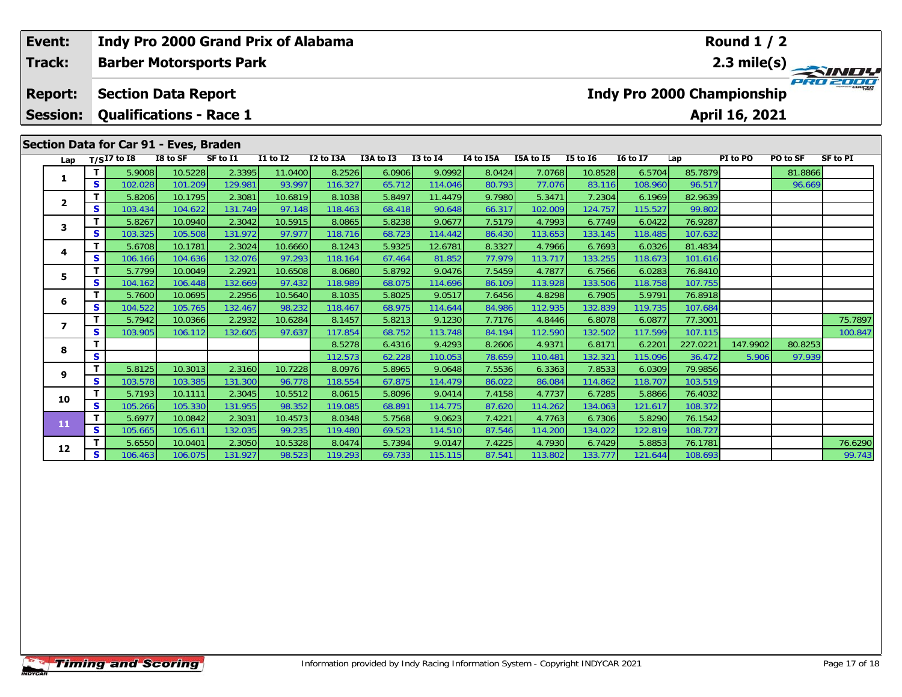| Event: | Indy Pro 2000 Grand Prix of Alabama | Round 1 / 2 |
|---|---|---|
| Track: | Barber Motorsports Park | 2.3 mile(s) |
| Report: | Section Data Report | Indy Pro 2000 Championship |
| Session: | Qualifications - Race 1 | April 16, 2021 |

## Section Data for Car 91 - Eves, Braden

| Lap | T/S | I7 to I8 | I8 to SF | SF to I1 | I1 to I2 | I2 to I3A | I3A to I3 | I3 to I4 | I4 to I5A | I5A to I5 | I5 to I6 | I6 to I7 | Lap | PI to PO | PO to SF | SF to PI |
|---|---|---|---|---|---|---|---|---|---|---|---|---|---|---|---|---|
| 1 | T | 5.9008 | 10.5228 | 2.3395 | 11.0400 | 8.2526 | 6.0906 | 9.0992 | 8.0424 | 7.0768 | 10.8528 | 6.5704 | 85.7879 | | 81.8866 | |
| | S | 102.028 | 101.209 | 129.981 | 93.997 | 116.327 | 65.712 | 114.046 | 80.793 | 77.076 | 83.116 | 108.960 | 96.517 | | 96.669 | |
| 2 | T | 5.8206 | 10.1795 | 2.3081 | 10.6819 | 8.1038 | 5.8497 | 11.4479 | 9.7980 | 5.3471 | 7.2304 | 6.1969 | 82.9639 | | | |
| | S | 103.434 | 104.622 | 131.749 | 97.148 | 118.463 | 68.418 | 90.648 | 66.317 | 102.009 | 124.757 | 115.527 | 99.802 | | | |
| 3 | T | 5.8267 | 10.0940 | 2.3042 | 10.5915 | 8.0865 | 5.8238 | 9.0677 | 7.5179 | 4.7993 | 6.7749 | 6.0422 | 76.9287 | | | |
| | S | 103.325 | 105.508 | 131.972 | 97.977 | 118.716 | 68.723 | 114.442 | 86.430 | 113.653 | 133.145 | 118.485 | 107.632 | | | |
| 4 | T | 5.6708 | 10.1781 | 2.3024 | 10.6660 | 8.1243 | 5.9325 | 12.6781 | 8.3327 | 4.7966 | 6.7693 | 6.0326 | 81.4834 | | | |
| | S | 106.166 | 104.636 | 132.076 | 97.293 | 118.164 | 67.464 | 81.852 | 77.979 | 113.717 | 133.255 | 118.673 | 101.616 | | | |
| 5 | T | 5.7799 | 10.0049 | 2.2921 | 10.6508 | 8.0680 | 5.8792 | 9.0476 | 7.5459 | 4.7877 | 6.7566 | 6.0283 | 76.8410 | | | |
| | S | 104.162 | 106.448 | 132.669 | 97.432 | 118.989 | 68.075 | 114.696 | 86.109 | 113.928 | 133.506 | 118.758 | 107.755 | | | |
| 6 | T | 5.7600 | 10.0695 | 2.2956 | 10.5640 | 8.1035 | 5.8025 | 9.0517 | 7.6456 | 4.8298 | 6.7905 | 5.9791 | 76.8918 | | | |
| | S | 104.522 | 105.765 | 132.467 | 98.232 | 118.467 | 68.975 | 114.644 | 84.986 | 112.935 | 132.839 | 119.735 | 107.684 | | | |
| 7 | T | 5.7942 | 10.0366 | 2.2932 | 10.6284 | 8.1457 | 5.8213 | 9.1230 | 7.7176 | 4.8446 | 6.8078 | 6.0877 | 77.3001 | | | 75.7897 |
| | S | 103.905 | 106.112 | 132.605 | 97.637 | 117.854 | 68.752 | 113.748 | 84.194 | 112.590 | 132.502 | 117.599 | 107.115 | | | 100.847 |
| 8 | T | | | | | 8.5278 | 6.4316 | 9.4293 | 8.2606 | 4.9371 | 6.8171 | 6.2201 | 227.0221 | 147.9902 | 80.8253 | |
| | S | | | | | 112.573 | 62.228 | 110.053 | 78.659 | 110.481 | 132.321 | 115.096 | 36.472 | 5.906 | 97.939 | |
| 9 | T | 5.8125 | 10.3013 | 2.3160 | 10.7228 | 8.0976 | 5.8965 | 9.0648 | 7.5536 | 6.3363 | 7.8533 | 6.0309 | 79.9856 | | | |
| | S | 103.578 | 103.385 | 131.300 | 96.778 | 118.554 | 67.875 | 114.479 | 86.022 | 86.084 | 114.862 | 118.707 | 103.519 | | | |
| 10 | T | 5.7193 | 10.1111 | 2.3045 | 10.5512 | 8.0615 | 5.8096 | 9.0414 | 7.4158 | 4.7737 | 6.7285 | 5.8866 | 76.4032 | | | |
| | S | 105.266 | 105.330 | 131.955 | 98.352 | 119.085 | 68.891 | 114.775 | 87.620 | 114.262 | 134.063 | 121.617 | 108.372 | | | |
| 11 | T | 5.6977 | 10.0842 | 2.3031 | 10.4573 | 8.0348 | 5.7568 | 9.0623 | 7.4221 | 4.7763 | 6.7306 | 5.8290 | 76.1542 | | | |
| | S | 105.665 | 105.611 | 132.035 | 99.235 | 119.480 | 69.523 | 114.510 | 87.546 | 114.200 | 134.022 | 122.819 | 108.727 | | | |
| 12 | T | 5.6550 | 10.0401 | 2.3050 | 10.5328 | 8.0474 | 5.7394 | 9.0147 | 7.4225 | 4.7930 | 6.7429 | 5.8853 | 76.1781 | | | 76.6290 |
| | S | 106.463 | 106.075 | 131.927 | 98.523 | 119.293 | 69.733 | 115.115 | 87.541 | 113.802 | 133.777 | 121.644 | 108.693 | | | 99.743 |

Information provided by Indy Racing Information System - Copyright INDYCAR 2021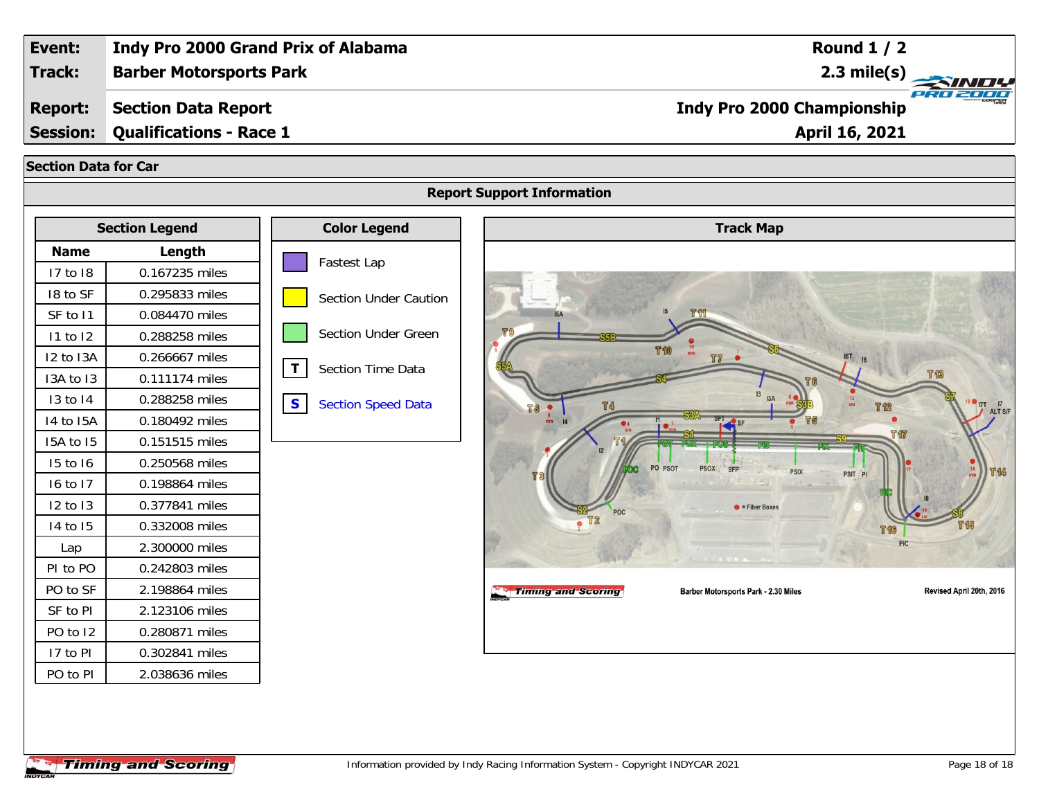| | | | |
|---|---|---|---|
| **Event:** | **Indy Pro 2000 Grand Prix of Alabama** | **Round 1 / 2** | |
| **Track:** | **Barber Motorsports Park** | **2.3 mile(s)** | |
| **Report:** | **Section Data Report** | **Indy Pro 2000 Championship** | |
| **Session:** | **Qualifications - Race 1** | **April 16, 2021** | |

## Section Data for Car

### Report Support Information

**Section Legend**

| Name | Length |
|---|---|
| I7 to I8 | 0.167235 miles |
| I8 to SF | 0.295833 miles |
| SF to I1 | 0.084470 miles |
| I1 to I2 | 0.288258 miles |
| I2 to I3A | 0.266667 miles |
| I3A to I3 | 0.111174 miles |
| I3 to I4 | 0.288258 miles |
| I4 to I5A | 0.180492 miles |
| I5A to I5 | 0.151515 miles |
| I5 to I6 | 0.250568 miles |
| I6 to I7 | 0.198864 miles |
| I2 to I3 | 0.377841 miles |
| I4 to I5 | 0.332008 miles |
| Lap | 2.300000 miles |
| PI to PO | 0.242803 miles |
| PO to SF | 2.198864 miles |
| SF to PI | 2.123106 miles |
| PO to I2 | 0.280871 miles |
| I7 to PI | 0.302841 miles |
| PO to PI | 2.038636 miles |

**Color Legend**

| | |
|---|---|
| | Fastest Lap |
| | Section Under Caution |
| | Section Under Green |
| T | Section Time Data |
| S | Section Speed Data |

**Track Map**

Timing and Scoring

Barber Motorsports Park - 2.30 Miles

Revised April 20th, 2016

Information provided by Indy Racing Information System - Copyright INDYCAR 2021